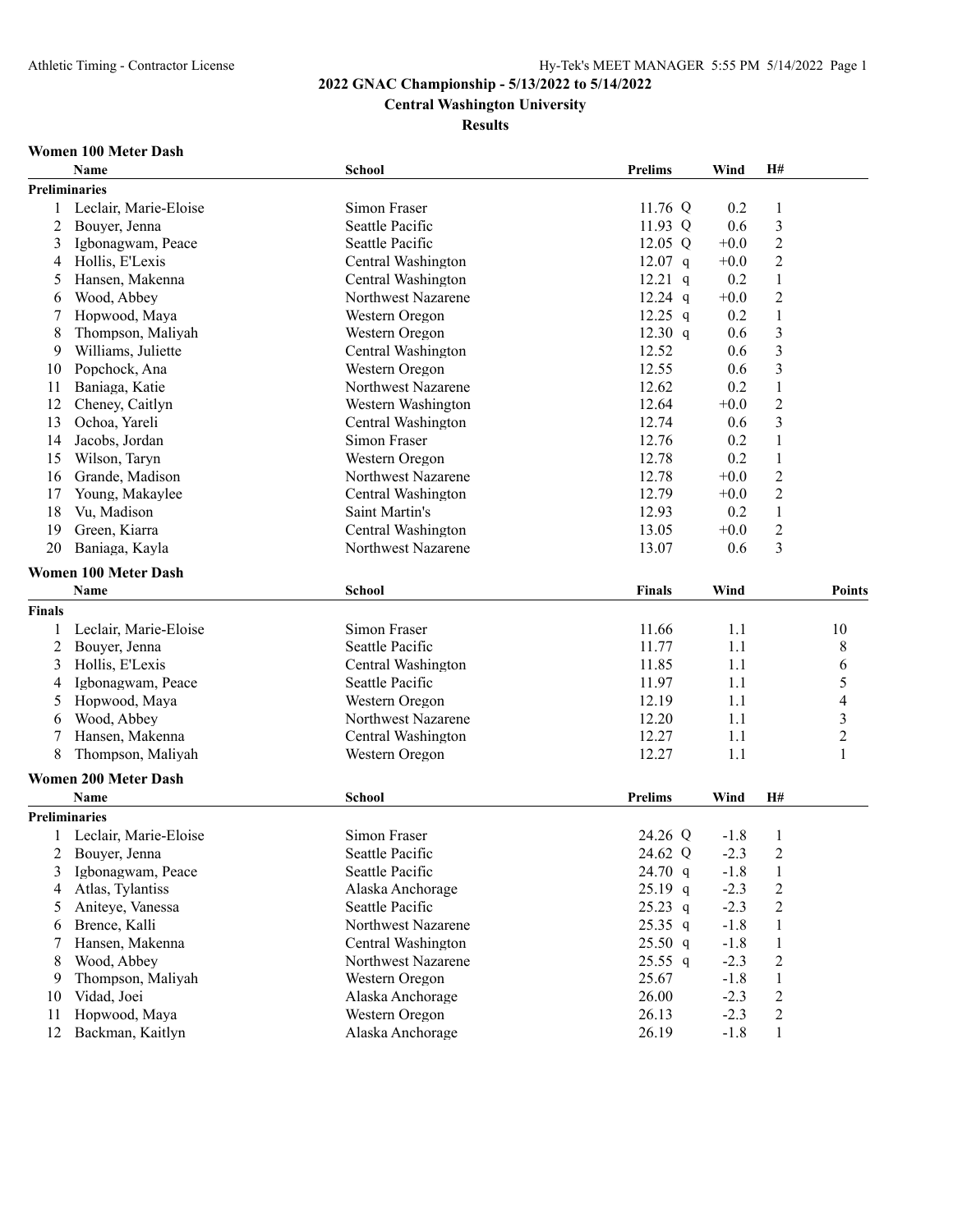**2022 GNAC Championship - 5/13/2022 to 5/14/2022**

**Central Washington University**

**Results**

### Women 100 Meter Dash

**Preliminaries**

| | Name | School | Prelims | Wind | H# |
|---|---|---|---|---|---|
| 1 | Leclair, Marie-Eloise | Simon Fraser | 11.76 Q | 0.2 | 1 |
| 2 | Bouyer, Jenna | Seattle Pacific | 11.93 Q | 0.6 | 3 |
| 3 | Igbonagwam, Peace | Seattle Pacific | 12.05 Q | +0.0 | 2 |
| 4 | Hollis, E'Lexis | Central Washington | 12.07 q | +0.0 | 2 |
| 5 | Hansen, Makenna | Central Washington | 12.21 q | 0.2 | 1 |
| 6 | Wood, Abbey | Northwest Nazarene | 12.24 q | +0.0 | 2 |
| 7 | Hopwood, Maya | Western Oregon | 12.25 q | 0.2 | 1 |
| 8 | Thompson, Maliyah | Western Oregon | 12.30 q | 0.6 | 3 |
| 9 | Williams, Juliette | Central Washington | 12.52 | 0.6 | 3 |
| 10 | Popchock, Ana | Western Oregon | 12.55 | 0.6 | 3 |
| 11 | Baniaga, Katie | Northwest Nazarene | 12.62 | 0.2 | 1 |
| 12 | Cheney, Caitlyn | Western Washington | 12.64 | +0.0 | 2 |
| 13 | Ochoa, Yareli | Central Washington | 12.74 | 0.6 | 3 |
| 14 | Jacobs, Jordan | Simon Fraser | 12.76 | 0.2 | 1 |
| 15 | Wilson, Taryn | Western Oregon | 12.78 | 0.2 | 1 |
| 16 | Grande, Madison | Northwest Nazarene | 12.78 | +0.0 | 2 |
| 17 | Young, Makaylee | Central Washington | 12.79 | +0.0 | 2 |
| 18 | Vu, Madison | Saint Martin's | 12.93 | 0.2 | 1 |
| 19 | Green, Kiarra | Central Washington | 13.05 | +0.0 | 2 |
| 20 | Baniaga, Kayla | Northwest Nazarene | 13.07 | 0.6 | 3 |

### Women 100 Meter Dash

**Finals**

| | Name | School | Finals | Wind | Points |
|---|---|---|---|---|---|
| 1 | Leclair, Marie-Eloise | Simon Fraser | 11.66 | 1.1 | 10 |
| 2 | Bouyer, Jenna | Seattle Pacific | 11.77 | 1.1 | 8 |
| 3 | Hollis, E'Lexis | Central Washington | 11.85 | 1.1 | 6 |
| 4 | Igbonagwam, Peace | Seattle Pacific | 11.97 | 1.1 | 5 |
| 5 | Hopwood, Maya | Western Oregon | 12.19 | 1.1 | 4 |
| 6 | Wood, Abbey | Northwest Nazarene | 12.20 | 1.1 | 3 |
| 7 | Hansen, Makenna | Central Washington | 12.27 | 1.1 | 2 |
| 8 | Thompson, Maliyah | Western Oregon | 12.27 | 1.1 | 1 |

### Women 200 Meter Dash

**Preliminaries**

| | Name | School | Prelims | Wind | H# |
|---|---|---|---|---|---|
| 1 | Leclair, Marie-Eloise | Simon Fraser | 24.26 Q | -1.8 | 1 |
| 2 | Bouyer, Jenna | Seattle Pacific | 24.62 Q | -2.3 | 2 |
| 3 | Igbonagwam, Peace | Seattle Pacific | 24.70 q | -1.8 | 1 |
| 4 | Atlas, Tylantiss | Alaska Anchorage | 25.19 q | -2.3 | 2 |
| 5 | Aniteye, Vanessa | Seattle Pacific | 25.23 q | -2.3 | 2 |
| 6 | Brence, Kalli | Northwest Nazarene | 25.35 q | -1.8 | 1 |
| 7 | Hansen, Makenna | Central Washington | 25.50 q | -1.8 | 1 |
| 8 | Wood, Abbey | Northwest Nazarene | 25.55 q | -2.3 | 2 |
| 9 | Thompson, Maliyah | Western Oregon | 25.67 | -1.8 | 1 |
| 10 | Vidad, Joei | Alaska Anchorage | 26.00 | -2.3 | 2 |
| 11 | Hopwood, Maya | Western Oregon | 26.13 | -2.3 | 2 |
| 12 | Backman, Kaitlyn | Alaska Anchorage | 26.19 | -1.8 | 1 |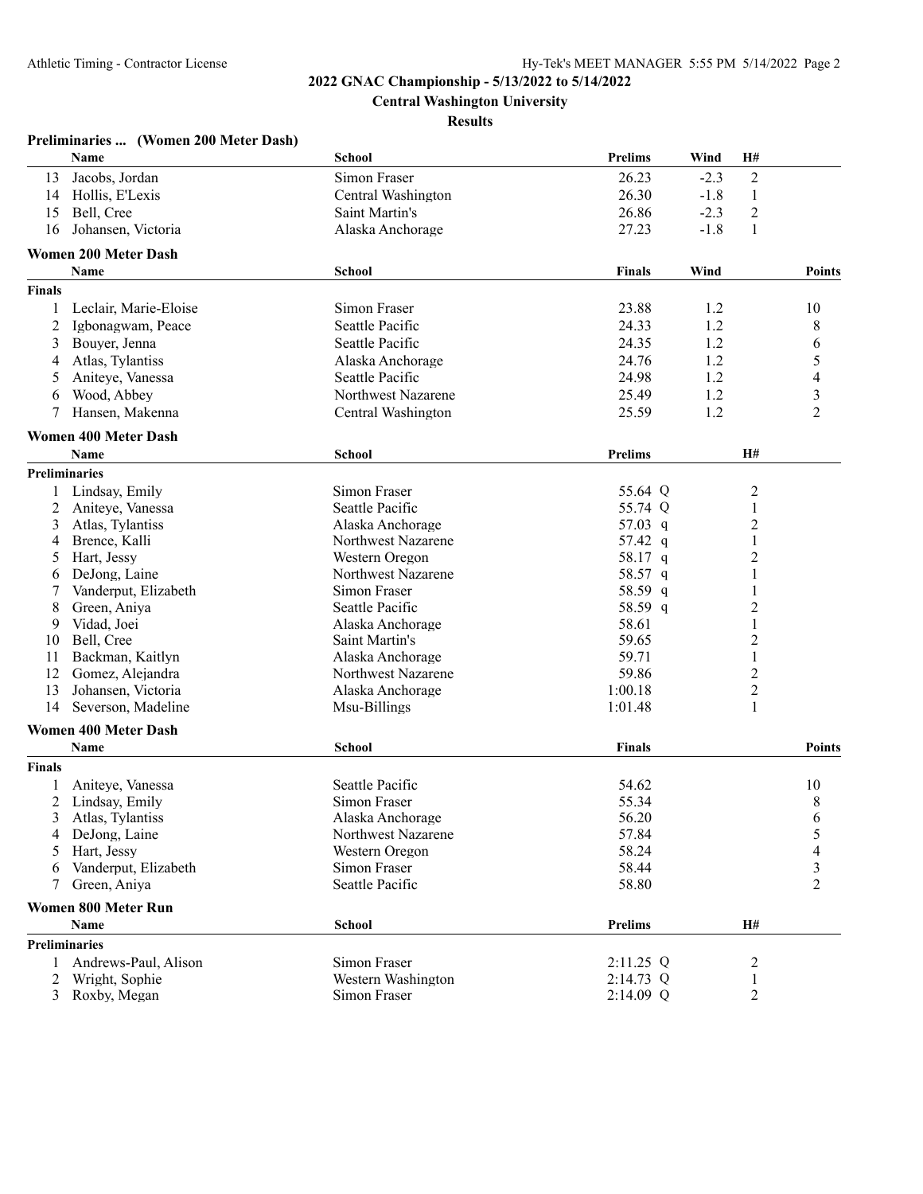**2022 GNAC Championship - 5/13/2022 to 5/14/2022**

**Central Washington University**

**Results**

### Preliminaries ... (Women 200 Meter Dash)

| | Name | School | Prelims | Wind | H# |
|---|---|---|---|---|---|
| 13 | Jacobs, Jordan | Simon Fraser | 26.23 | -2.3 | 2 |
| 14 | Hollis, E'Lexis | Central Washington | 26.30 | -1.8 | 1 |
| 15 | Bell, Cree | Saint Martin's | 26.86 | -2.3 | 2 |
| 16 | Johansen, Victoria | Alaska Anchorage | 27.23 | -1.8 | 1 |

### Women 200 Meter Dash

| | Name | School | Finals | Wind | Points |
|---|---|---|---|---|---|
| **Finals** | | | | | |
| 1 | Leclair, Marie-Eloise | Simon Fraser | 23.88 | 1.2 | 10 |
| 2 | Igbonagwam, Peace | Seattle Pacific | 24.33 | 1.2 | 8 |
| 3 | Bouyer, Jenna | Seattle Pacific | 24.35 | 1.2 | 6 |
| 4 | Atlas, Tylantiss | Alaska Anchorage | 24.76 | 1.2 | 5 |
| 5 | Aniteye, Vanessa | Seattle Pacific | 24.98 | 1.2 | 4 |
| 6 | Wood, Abbey | Northwest Nazarene | 25.49 | 1.2 | 3 |
| 7 | Hansen, Makenna | Central Washington | 25.59 | 1.2 | 2 |

### Women 400 Meter Dash

| | Name | School | Prelims | H# |
|---|---|---|---|---|
| **Preliminaries** | | | | |
| 1 | Lindsay, Emily | Simon Fraser | 55.64 Q | 2 |
| 2 | Aniteye, Vanessa | Seattle Pacific | 55.74 Q | 1 |
| 3 | Atlas, Tylantiss | Alaska Anchorage | 57.03 q | 2 |
| 4 | Brence, Kalli | Northwest Nazarene | 57.42 q | 1 |
| 5 | Hart, Jessy | Western Oregon | 58.17 q | 2 |
| 6 | DeJong, Laine | Northwest Nazarene | 58.57 q | 1 |
| 7 | Vanderput, Elizabeth | Simon Fraser | 58.59 q | 1 |
| 8 | Green, Aniya | Seattle Pacific | 58.59 q | 2 |
| 9 | Vidad, Joei | Alaska Anchorage | 58.61 | 1 |
| 10 | Bell, Cree | Saint Martin's | 59.65 | 2 |
| 11 | Backman, Kaitlyn | Alaska Anchorage | 59.71 | 1 |
| 12 | Gomez, Alejandra | Northwest Nazarene | 59.86 | 2 |
| 13 | Johansen, Victoria | Alaska Anchorage | 1:00.18 | 2 |
| 14 | Severson, Madeline | Msu-Billings | 1:01.48 | 1 |

### Women 400 Meter Dash

| | Name | School | Finals | Points |
|---|---|---|---|---|
| **Finals** | | | | |
| 1 | Aniteye, Vanessa | Seattle Pacific | 54.62 | 10 |
| 2 | Lindsay, Emily | Simon Fraser | 55.34 | 8 |
| 3 | Atlas, Tylantiss | Alaska Anchorage | 56.20 | 6 |
| 4 | DeJong, Laine | Northwest Nazarene | 57.84 | 5 |
| 5 | Hart, Jessy | Western Oregon | 58.24 | 4 |
| 6 | Vanderput, Elizabeth | Simon Fraser | 58.44 | 3 |
| 7 | Green, Aniya | Seattle Pacific | 58.80 | 2 |

### Women 800 Meter Run

| | Name | School | Prelims | H# |
|---|---|---|---|---|
| **Preliminaries** | | | | |
| 1 | Andrews-Paul, Alison | Simon Fraser | 2:11.25 Q | 2 |
| 2 | Wright, Sophie | Western Washington | 2:14.73 Q | 1 |
| 3 | Roxby, Megan | Simon Fraser | 2:14.09 Q | 2 |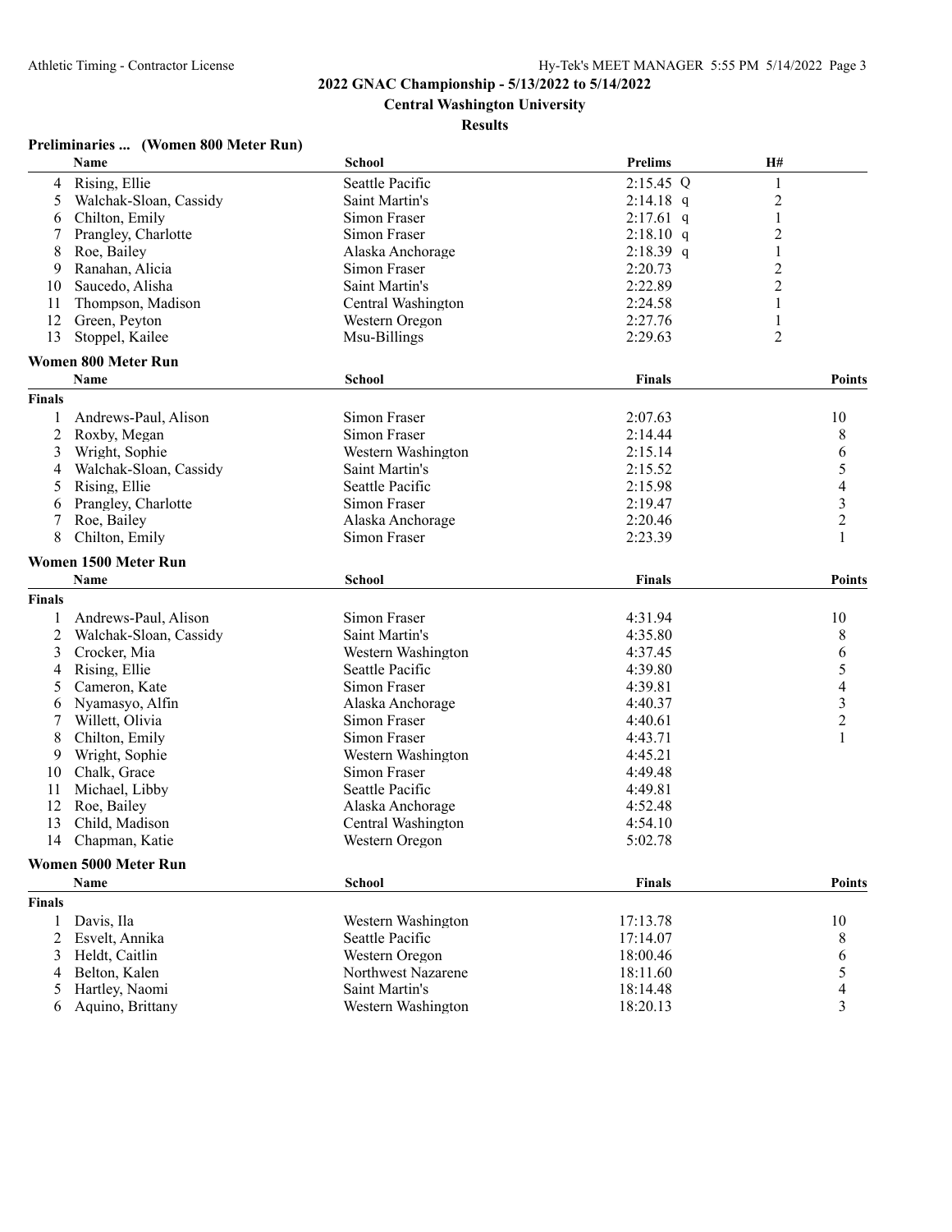**2022 GNAC Championship - 5/13/2022 to 5/14/2022**

**Central Washington University**

**Results**

### Preliminaries ... (Women 800 Meter Run)

| | Name | School | Prelims | H# |
|---|---|---|---|---|
| 4 | Rising, Ellie | Seattle Pacific | 2:15.45 Q | 1 |
| 5 | Walchak-Sloan, Cassidy | Saint Martin's | 2:14.18 q | 2 |
| 6 | Chilton, Emily | Simon Fraser | 2:17.61 q | 1 |
| 7 | Prangley, Charlotte | Simon Fraser | 2:18.10 q | 2 |
| 8 | Roe, Bailey | Alaska Anchorage | 2:18.39 q | 1 |
| 9 | Ranahan, Alicia | Simon Fraser | 2:20.73 | 2 |
| 10 | Saucedo, Alisha | Saint Martin's | 2:22.89 | 2 |
| 11 | Thompson, Madison | Central Washington | 2:24.58 | 1 |
| 12 | Green, Peyton | Western Oregon | 2:27.76 | 1 |
| 13 | Stoppel, Kailee | Msu-Billings | 2:29.63 | 2 |

### Women 800 Meter Run

| | Name | School | Finals | Points |
|---|---|---|---|---|
| **Finals** | | | | |
| 1 | Andrews-Paul, Alison | Simon Fraser | 2:07.63 | 10 |
| 2 | Roxby, Megan | Simon Fraser | 2:14.44 | 8 |
| 3 | Wright, Sophie | Western Washington | 2:15.14 | 6 |
| 4 | Walchak-Sloan, Cassidy | Saint Martin's | 2:15.52 | 5 |
| 5 | Rising, Ellie | Seattle Pacific | 2:15.98 | 4 |
| 6 | Prangley, Charlotte | Simon Fraser | 2:19.47 | 3 |
| 7 | Roe, Bailey | Alaska Anchorage | 2:20.46 | 2 |
| 8 | Chilton, Emily | Simon Fraser | 2:23.39 | 1 |

### Women 1500 Meter Run

| | Name | School | Finals | Points |
|---|---|---|---|---|
| **Finals** | | | | |
| 1 | Andrews-Paul, Alison | Simon Fraser | 4:31.94 | 10 |
| 2 | Walchak-Sloan, Cassidy | Saint Martin's | 4:35.80 | 8 |
| 3 | Crocker, Mia | Western Washington | 4:37.45 | 6 |
| 4 | Rising, Ellie | Seattle Pacific | 4:39.80 | 5 |
| 5 | Cameron, Kate | Simon Fraser | 4:39.81 | 4 |
| 6 | Nyamasyo, Alfin | Alaska Anchorage | 4:40.37 | 3 |
| 7 | Willett, Olivia | Simon Fraser | 4:40.61 | 2 |
| 8 | Chilton, Emily | Simon Fraser | 4:43.71 | 1 |
| 9 | Wright, Sophie | Western Washington | 4:45.21 | |
| 10 | Chalk, Grace | Simon Fraser | 4:49.48 | |
| 11 | Michael, Libby | Seattle Pacific | 4:49.81 | |
| 12 | Roe, Bailey | Alaska Anchorage | 4:52.48 | |
| 13 | Child, Madison | Central Washington | 4:54.10 | |
| 14 | Chapman, Katie | Western Oregon | 5:02.78 | |

### Women 5000 Meter Run

| | Name | School | Finals | Points |
|---|---|---|---|---|
| **Finals** | | | | |
| 1 | Davis, Ila | Western Washington | 17:13.78 | 10 |
| 2 | Esvelt, Annika | Seattle Pacific | 17:14.07 | 8 |
| 3 | Heldt, Caitlin | Western Oregon | 18:00.46 | 6 |
| 4 | Belton, Kalen | Northwest Nazarene | 18:11.60 | 5 |
| 5 | Hartley, Naomi | Saint Martin's | 18:14.48 | 4 |
| 6 | Aquino, Brittany | Western Washington | 18:20.13 | 3 |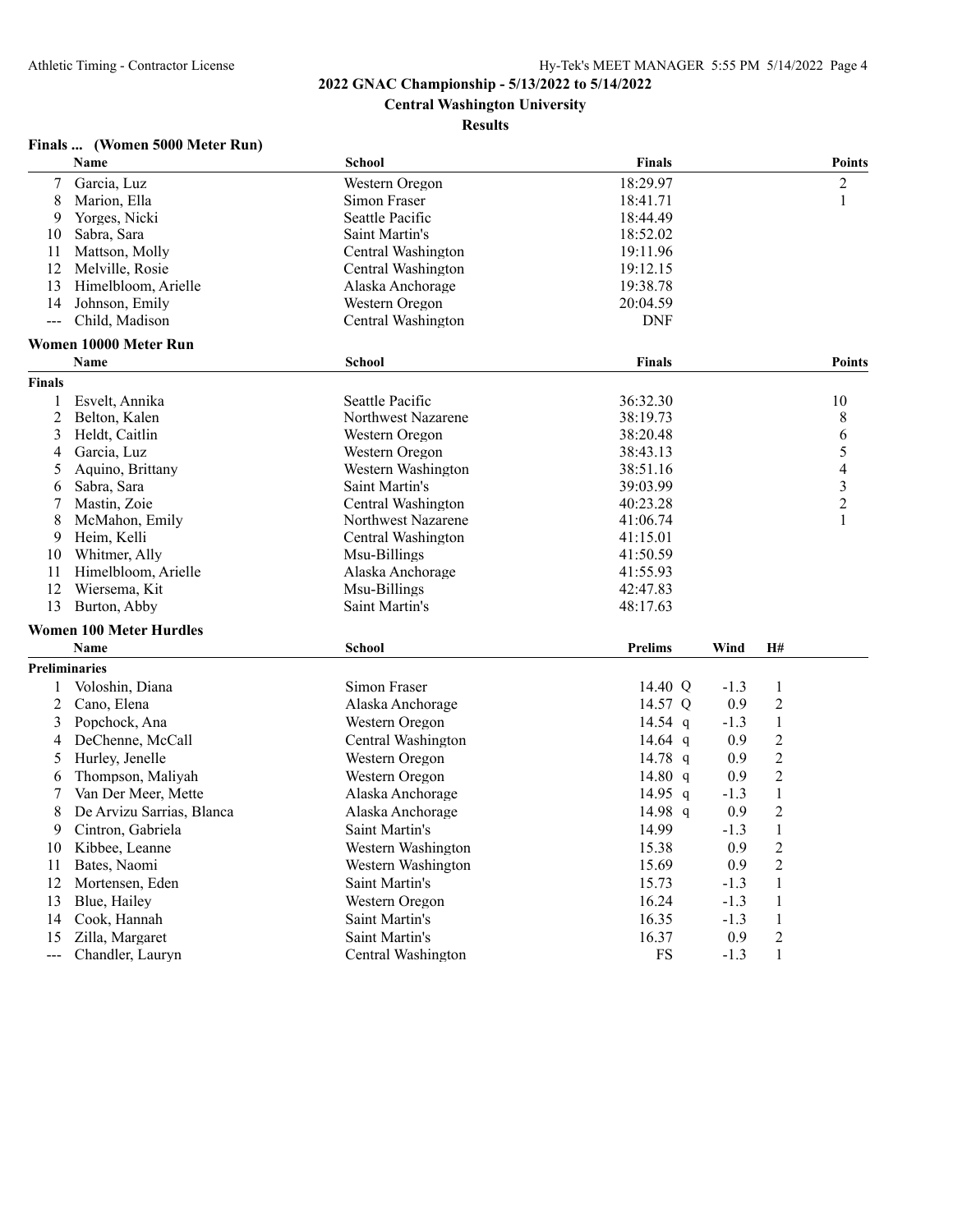2022 GNAC Championship - 5/13/2022 to 5/14/2022

Central Washington University

Results

### Finals ... (Women 5000 Meter Run)

| | Name | School | Finals | Points |
|---|---|---|---|---|
| 7 | Garcia, Luz | Western Oregon | 18:29.97 | 2 |
| 8 | Marion, Ella | Simon Fraser | 18:41.71 | 1 |
| 9 | Yorges, Nicki | Seattle Pacific | 18:44.49 | |
| 10 | Sabra, Sara | Saint Martin's | 18:52.02 | |
| 11 | Mattson, Molly | Central Washington | 19:11.96 | |
| 12 | Melville, Rosie | Central Washington | 19:12.15 | |
| 13 | Himelbloom, Arielle | Alaska Anchorage | 19:38.78 | |
| 14 | Johnson, Emily | Western Oregon | 20:04.59 | |
| --- | Child, Madison | Central Washington | DNF | |

### Women 10000 Meter Run

| | Name | School | Finals | Points |
|---|---|---|---|---|
| **Finals** | | | | |
| 1 | Esvelt, Annika | Seattle Pacific | 36:32.30 | 10 |
| 2 | Belton, Kalen | Northwest Nazarene | 38:19.73 | 8 |
| 3 | Heldt, Caitlin | Western Oregon | 38:20.48 | 6 |
| 4 | Garcia, Luz | Western Oregon | 38:43.13 | 5 |
| 5 | Aquino, Brittany | Western Washington | 38:51.16 | 4 |
| 6 | Sabra, Sara | Saint Martin's | 39:03.99 | 3 |
| 7 | Mastin, Zoie | Central Washington | 40:23.28 | 2 |
| 8 | McMahon, Emily | Northwest Nazarene | 41:06.74 | 1 |
| 9 | Heim, Kelli | Central Washington | 41:15.01 | |
| 10 | Whitmer, Ally | Msu-Billings | 41:50.59 | |
| 11 | Himelbloom, Arielle | Alaska Anchorage | 41:55.93 | |
| 12 | Wiersema, Kit | Msu-Billings | 42:47.83 | |
| 13 | Burton, Abby | Saint Martin's | 48:17.63 | |

### Women 100 Meter Hurdles

| | Name | School | Prelims | Wind | H# |
|---|---|---|---|---|---|
| **Preliminaries** | | | | | |
| 1 | Voloshin, Diana | Simon Fraser | 14.40 Q | -1.3 | 1 |
| 2 | Cano, Elena | Alaska Anchorage | 14.57 Q | 0.9 | 2 |
| 3 | Popchock, Ana | Western Oregon | 14.54 q | -1.3 | 1 |
| 4 | DeChenne, McCall | Central Washington | 14.64 q | 0.9 | 2 |
| 5 | Hurley, Jenelle | Western Oregon | 14.78 q | 0.9 | 2 |
| 6 | Thompson, Maliyah | Western Oregon | 14.80 q | 0.9 | 2 |
| 7 | Van Der Meer, Mette | Alaska Anchorage | 14.95 q | -1.3 | 1 |
| 8 | De Arvizu Sarrias, Blanca | Alaska Anchorage | 14.98 q | 0.9 | 2 |
| 9 | Cintron, Gabriela | Saint Martin's | 14.99 | -1.3 | 1 |
| 10 | Kibbee, Leanne | Western Washington | 15.38 | 0.9 | 2 |
| 11 | Bates, Naomi | Western Washington | 15.69 | 0.9 | 2 |
| 12 | Mortensen, Eden | Saint Martin's | 15.73 | -1.3 | 1 |
| 13 | Blue, Hailey | Western Oregon | 16.24 | -1.3 | 1 |
| 14 | Cook, Hannah | Saint Martin's | 16.35 | -1.3 | 1 |
| 15 | Zilla, Margaret | Saint Martin's | 16.37 | 0.9 | 2 |
| --- | Chandler, Lauryn | Central Washington | FS | -1.3 | 1 |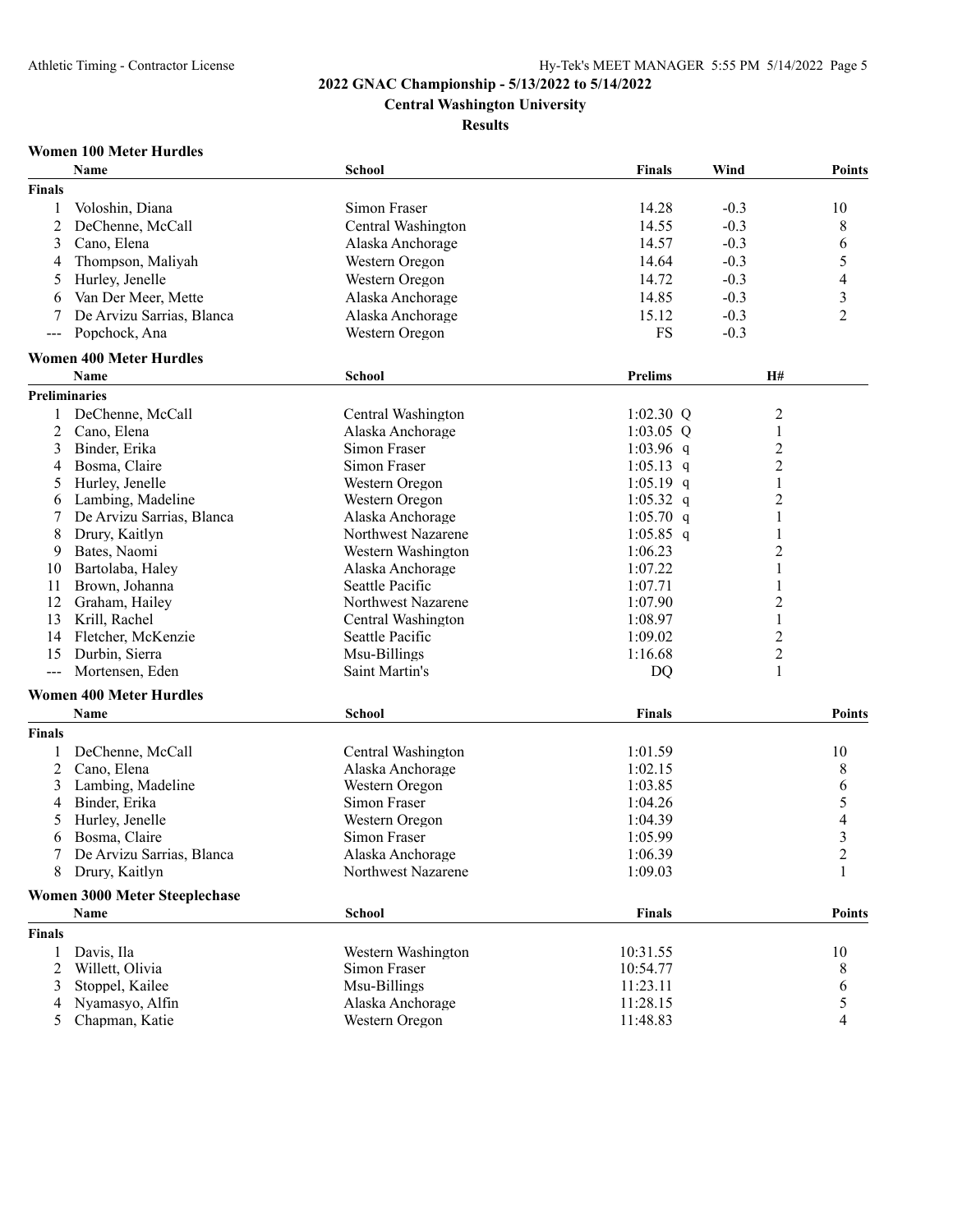## 2022 GNAC Championship - 5/13/2022 to 5/14/2022

### Central Washington University

### Results

#### Women 100 Meter Hurdles

| | Name | School | Finals | Wind | Points |
|---|---|---|---|---|---|
| **Finals** | | | | | |
| 1 | Voloshin, Diana | Simon Fraser | 14.28 | -0.3 | 10 |
| 2 | DeChenne, McCall | Central Washington | 14.55 | -0.3 | 8 |
| 3 | Cano, Elena | Alaska Anchorage | 14.57 | -0.3 | 6 |
| 4 | Thompson, Maliyah | Western Oregon | 14.64 | -0.3 | 5 |
| 5 | Hurley, Jenelle | Western Oregon | 14.72 | -0.3 | 4 |
| 6 | Van Der Meer, Mette | Alaska Anchorage | 14.85 | -0.3 | 3 |
| 7 | De Arvizu Sarrias, Blanca | Alaska Anchorage | 15.12 | -0.3 | 2 |
| --- | Popchock, Ana | Western Oregon | FS | -0.3 | |

#### Women 400 Meter Hurdles

| | Name | School | Prelims | H# |
|---|---|---|---|---|
| **Preliminaries** | | | | |
| 1 | DeChenne, McCall | Central Washington | 1:02.30 Q | 2 |
| 2 | Cano, Elena | Alaska Anchorage | 1:03.05 Q | 1 |
| 3 | Binder, Erika | Simon Fraser | 1:03.96 q | 2 |
| 4 | Bosma, Claire | Simon Fraser | 1:05.13 q | 2 |
| 5 | Hurley, Jenelle | Western Oregon | 1:05.19 q | 1 |
| 6 | Lambing, Madeline | Western Oregon | 1:05.32 q | 2 |
| 7 | De Arvizu Sarrias, Blanca | Alaska Anchorage | 1:05.70 q | 1 |
| 8 | Drury, Kaitlyn | Northwest Nazarene | 1:05.85 q | 1 |
| 9 | Bates, Naomi | Western Washington | 1:06.23 | 2 |
| 10 | Bartolaba, Haley | Alaska Anchorage | 1:07.22 | 1 |
| 11 | Brown, Johanna | Seattle Pacific | 1:07.71 | 1 |
| 12 | Graham, Hailey | Northwest Nazarene | 1:07.90 | 2 |
| 13 | Krill, Rachel | Central Washington | 1:08.97 | 1 |
| 14 | Fletcher, McKenzie | Seattle Pacific | 1:09.02 | 2 |
| 15 | Durbin, Sierra | Msu-Billings | 1:16.68 | 2 |
| --- | Mortensen, Eden | Saint Martin's | DQ | 1 |

#### Women 400 Meter Hurdles

| | Name | School | Finals | Points |
|---|---|---|---|---|
| **Finals** | | | | |
| 1 | DeChenne, McCall | Central Washington | 1:01.59 | 10 |
| 2 | Cano, Elena | Alaska Anchorage | 1:02.15 | 8 |
| 3 | Lambing, Madeline | Western Oregon | 1:03.85 | 6 |
| 4 | Binder, Erika | Simon Fraser | 1:04.26 | 5 |
| 5 | Hurley, Jenelle | Western Oregon | 1:04.39 | 4 |
| 6 | Bosma, Claire | Simon Fraser | 1:05.99 | 3 |
| 7 | De Arvizu Sarrias, Blanca | Alaska Anchorage | 1:06.39 | 2 |
| 8 | Drury, Kaitlyn | Northwest Nazarene | 1:09.03 | 1 |

#### Women 3000 Meter Steeplechase

| | Name | School | Finals | Points |
|---|---|---|---|---|
| **Finals** | | | | |
| 1 | Davis, Ila | Western Washington | 10:31.55 | 10 |
| 2 | Willett, Olivia | Simon Fraser | 10:54.77 | 8 |
| 3 | Stoppel, Kailee | Msu-Billings | 11:23.11 | 6 |
| 4 | Nyamasyo, Alfin | Alaska Anchorage | 11:28.15 | 5 |
| 5 | Chapman, Katie | Western Oregon | 11:48.83 | 4 |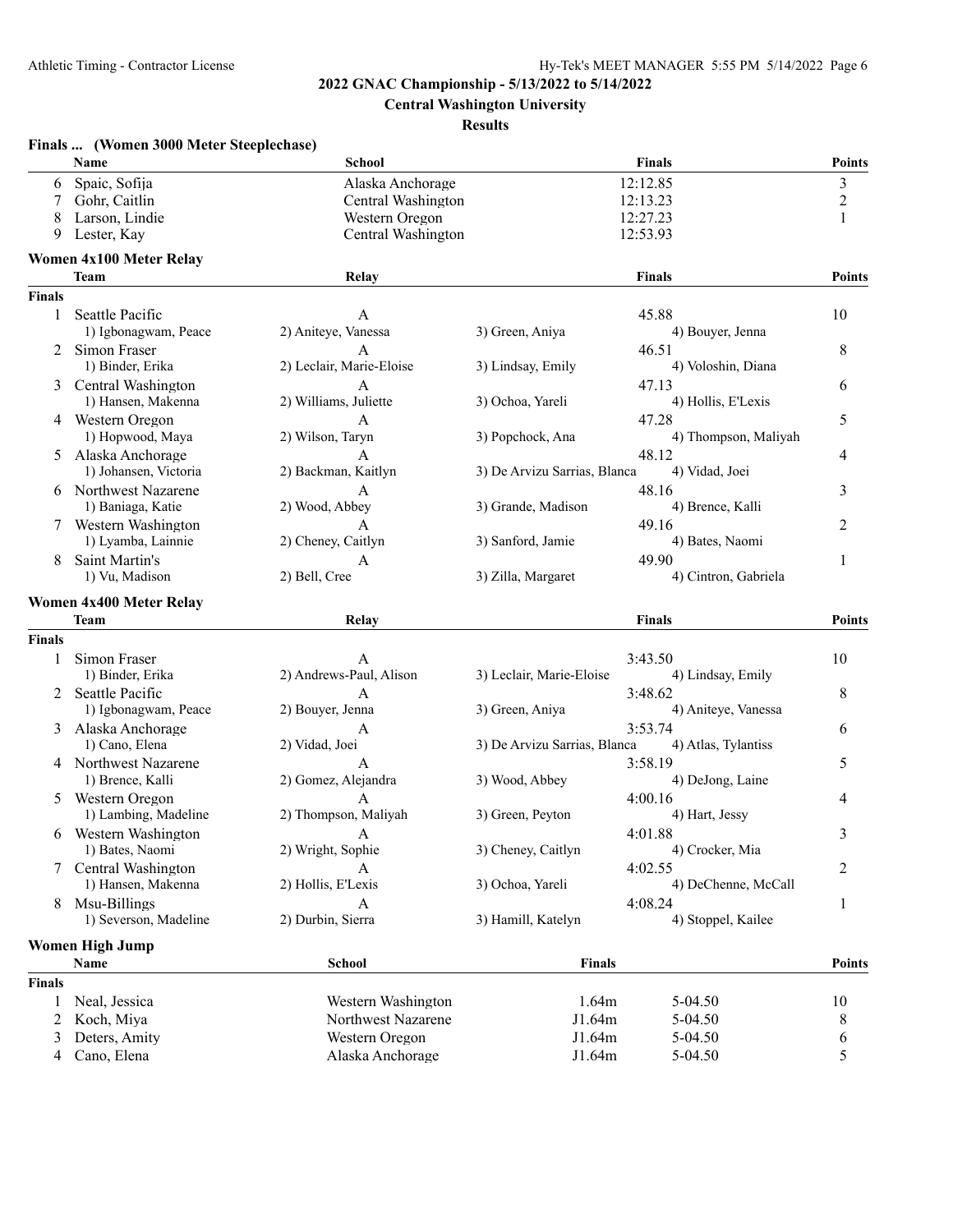## 2022 GNAC Championship - 5/13/2022 to 5/14/2022

**Central Washington University**

**Results**

### Finals ... (Women 3000 Meter Steeplechase)

| | Name | School | Finals | Points |
|---|---|---|---|---|
| 6 | Spaic, Sofija | Alaska Anchorage | 12:12.85 | 3 |
| 7 | Gohr, Caitlin | Central Washington | 12:13.23 | 2 |
| 8 | Larson, Lindie | Western Oregon | 12:27.23 | 1 |
| 9 | Lester, Kay | Central Washington | 12:53.93 | |

### Women 4x100 Meter Relay

**Finals**

| | Team | Relay | | Finals | Points |
|---|---|---|---|---|---|
| 1 | Seattle Pacific | A | | 45.88 | 10 |
| | 1) Igbonagwam, Peace | 2) Aniteye, Vanessa | 3) Green, Aniya | 4) Bouyer, Jenna | |
| 2 | Simon Fraser | A | | 46.51 | 8 |
| | 1) Binder, Erika | 2) Leclair, Marie-Eloise | 3) Lindsay, Emily | 4) Voloshin, Diana | |
| 3 | Central Washington | A | | 47.13 | 6 |
| | 1) Hansen, Makenna | 2) Williams, Juliette | 3) Ochoa, Yareli | 4) Hollis, E'Lexis | |
| 4 | Western Oregon | A | | 47.28 | 5 |
| | 1) Hopwood, Maya | 2) Wilson, Taryn | 3) Popchock, Ana | 4) Thompson, Maliyah | |
| 5 | Alaska Anchorage | A | | 48.12 | 4 |
| | 1) Johansen, Victoria | 2) Backman, Kaitlyn | 3) De Arvizu Sarrias, Blanca | 4) Vidad, Joei | |
| 6 | Northwest Nazarene | A | | 48.16 | 3 |
| | 1) Baniaga, Katie | 2) Wood, Abbey | 3) Grande, Madison | 4) Brence, Kalli | |
| 7 | Western Washington | A | | 49.16 | 2 |
| | 1) Lyamba, Lainnie | 2) Cheney, Caitlyn | 3) Sanford, Jamie | 4) Bates, Naomi | |
| 8 | Saint Martin's | A | | 49.90 | 1 |
| | 1) Vu, Madison | 2) Bell, Cree | 3) Zilla, Margaret | 4) Cintron, Gabriela | |

### Women 4x400 Meter Relay

**Finals**

| | Team | Relay | | Finals | Points |
|---|---|---|---|---|---|
| 1 | Simon Fraser | A | | 3:43.50 | 10 |
| | 1) Binder, Erika | 2) Andrews-Paul, Alison | 3) Leclair, Marie-Eloise | 4) Lindsay, Emily | |
| 2 | Seattle Pacific | A | | 3:48.62 | 8 |
| | 1) Igbonagwam, Peace | 2) Bouyer, Jenna | 3) Green, Aniya | 4) Aniteye, Vanessa | |
| 3 | Alaska Anchorage | A | | 3:53.74 | 6 |
| | 1) Cano, Elena | 2) Vidad, Joei | 3) De Arvizu Sarrias, Blanca | 4) Atlas, Tylantiss | |
| 4 | Northwest Nazarene | A | | 3:58.19 | 5 |
| | 1) Brence, Kalli | 2) Gomez, Alejandra | 3) Wood, Abbey | 4) DeJong, Laine | |
| 5 | Western Oregon | A | | 4:00.16 | 4 |
| | 1) Lambing, Madeline | 2) Thompson, Maliyah | 3) Green, Peyton | 4) Hart, Jessy | |
| 6 | Western Washington | A | | 4:01.88 | 3 |
| | 1) Bates, Naomi | 2) Wright, Sophie | 3) Cheney, Caitlyn | 4) Crocker, Mia | |
| 7 | Central Washington | A | | 4:02.55 | 2 |
| | 1) Hansen, Makenna | 2) Hollis, E'Lexis | 3) Ochoa, Yareli | 4) DeChenne, McCall | |
| 8 | Msu-Billings | A | | 4:08.24 | 1 |
| | 1) Severson, Madeline | 2) Durbin, Sierra | 3) Hamill, Katelyn | 4) Stoppel, Kailee | |

### Women High Jump

**Finals**

| | Name | School | Finals | | Points |
|---|---|---|---|---|---|
| 1 | Neal, Jessica | Western Washington | 1.64m | 5-04.50 | 10 |
| 2 | Koch, Miya | Northwest Nazarene | J1.64m | 5-04.50 | 8 |
| 3 | Deters, Amity | Western Oregon | J1.64m | 5-04.50 | 6 |
| 4 | Cano, Elena | Alaska Anchorage | J1.64m | 5-04.50 | 5 |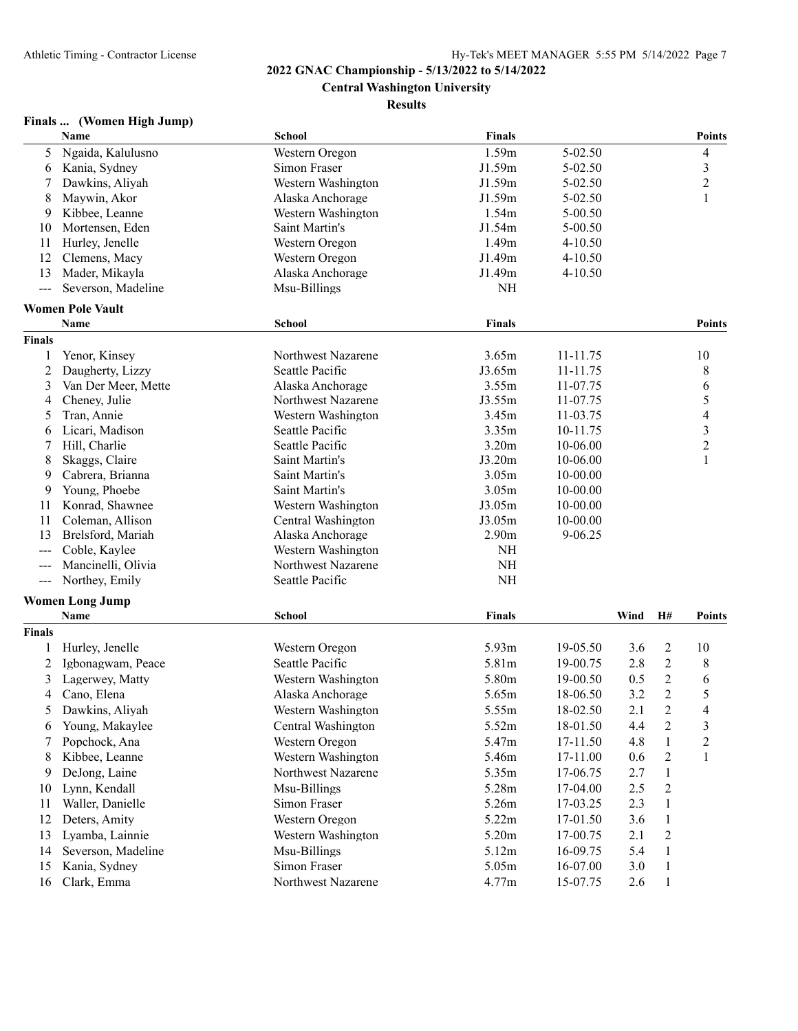2022 GNAC Championship - 5/13/2022 to 5/14/2022

Central Washington University

Results

### Finals ... (Women High Jump)

| | Name | School | Finals | | Points |
|---|---|---|---|---|---|
| 5 | Ngaida, Kalulusno | Western Oregon | 1.59m | 5-02.50 | 4 |
| 6 | Kania, Sydney | Simon Fraser | J1.59m | 5-02.50 | 3 |
| 7 | Dawkins, Aliyah | Western Washington | J1.59m | 5-02.50 | 2 |
| 8 | Maywin, Akor | Alaska Anchorage | J1.59m | 5-02.50 | 1 |
| 9 | Kibbee, Leanne | Western Washington | 1.54m | 5-00.50 | |
| 10 | Mortensen, Eden | Saint Martin's | J1.54m | 5-00.50 | |
| 11 | Hurley, Jenelle | Western Oregon | 1.49m | 4-10.50 | |
| 12 | Clemens, Macy | Western Oregon | J1.49m | 4-10.50 | |
| 13 | Mader, Mikayla | Alaska Anchorage | J1.49m | 4-10.50 | |
| --- | Severson, Madeline | Msu-Billings | NH | | |

### Women Pole Vault

**Finals**

| | Name | School | Finals | | Points |
|---|---|---|---|---|---|
| 1 | Yenor, Kinsey | Northwest Nazarene | 3.65m | 11-11.75 | 10 |
| 2 | Daugherty, Lizzy | Seattle Pacific | J3.65m | 11-11.75 | 8 |
| 3 | Van Der Meer, Mette | Alaska Anchorage | 3.55m | 11-07.75 | 6 |
| 4 | Cheney, Julie | Northwest Nazarene | J3.55m | 11-07.75 | 5 |
| 5 | Tran, Annie | Western Washington | 3.45m | 11-03.75 | 4 |
| 6 | Licari, Madison | Seattle Pacific | 3.35m | 10-11.75 | 3 |
| 7 | Hill, Charlie | Seattle Pacific | 3.20m | 10-06.00 | 2 |
| 8 | Skaggs, Claire | Saint Martin's | J3.20m | 10-06.00 | 1 |
| 9 | Cabrera, Brianna | Saint Martin's | 3.05m | 10-00.00 | |
| 9 | Young, Phoebe | Saint Martin's | 3.05m | 10-00.00 | |
| 11 | Konrad, Shawnee | Western Washington | J3.05m | 10-00.00 | |
| 11 | Coleman, Allison | Central Washington | J3.05m | 10-00.00 | |
| 13 | Brelsford, Mariah | Alaska Anchorage | 2.90m | 9-06.25 | |
| --- | Coble, Kaylee | Western Washington | NH | | |
| --- | Mancinelli, Olivia | Northwest Nazarene | NH | | |
| --- | Northey, Emily | Seattle Pacific | NH | | |

### Women Long Jump

**Finals**

| | Name | School | Finals | | Wind | H# | Points |
|---|---|---|---|---|---|---|---|
| 1 | Hurley, Jenelle | Western Oregon | 5.93m | 19-05.50 | 3.6 | 2 | 10 |
| 2 | Igbonagwam, Peace | Seattle Pacific | 5.81m | 19-00.75 | 2.8 | 2 | 8 |
| 3 | Lagerwey, Matty | Western Washington | 5.80m | 19-00.50 | 0.5 | 2 | 6 |
| 4 | Cano, Elena | Alaska Anchorage | 5.65m | 18-06.50 | 3.2 | 2 | 5 |
| 5 | Dawkins, Aliyah | Western Washington | 5.55m | 18-02.50 | 2.1 | 2 | 4 |
| 6 | Young, Makaylee | Central Washington | 5.52m | 18-01.50 | 4.4 | 2 | 3 |
| 7 | Popchock, Ana | Western Oregon | 5.47m | 17-11.50 | 4.8 | 1 | 2 |
| 8 | Kibbee, Leanne | Western Washington | 5.46m | 17-11.00 | 0.6 | 2 | 1 |
| 9 | DeJong, Laine | Northwest Nazarene | 5.35m | 17-06.75 | 2.7 | 1 | |
| 10 | Lynn, Kendall | Msu-Billings | 5.28m | 17-04.00 | 2.5 | 2 | |
| 11 | Waller, Danielle | Simon Fraser | 5.26m | 17-03.25 | 2.3 | 1 | |
| 12 | Deters, Amity | Western Oregon | 5.22m | 17-01.50 | 3.6 | 1 | |
| 13 | Lyamba, Lainnie | Western Washington | 5.20m | 17-00.75 | 2.1 | 2 | |
| 14 | Severson, Madeline | Msu-Billings | 5.12m | 16-09.75 | 5.4 | 1 | |
| 15 | Kania, Sydney | Simon Fraser | 5.05m | 16-07.00 | 3.0 | 1 | |
| 16 | Clark, Emma | Northwest Nazarene | 4.77m | 15-07.75 | 2.6 | 1 | |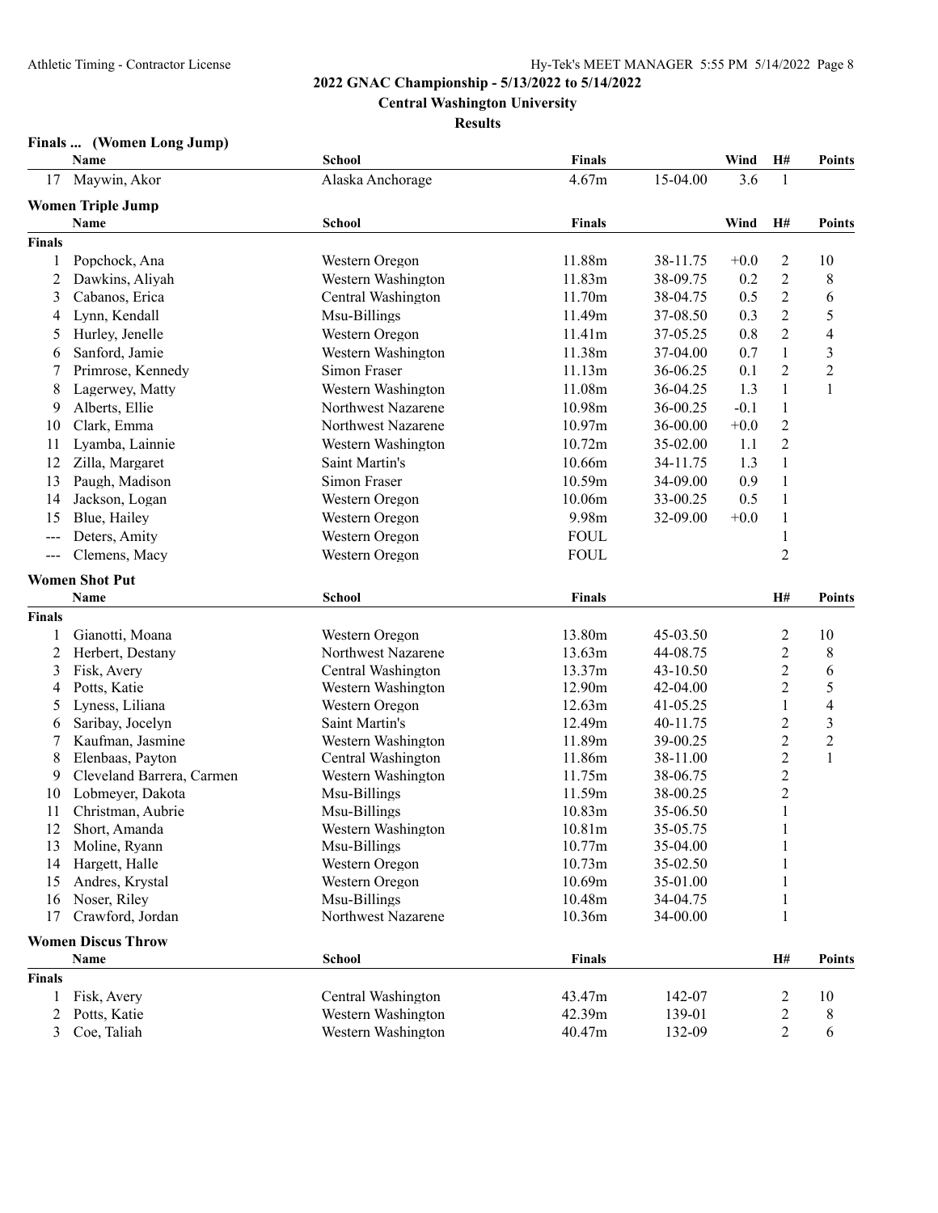## 2022 GNAC Championship - 5/13/2022 to 5/14/2022

**Central Washington University**

**Results**

### Finals ... (Women Long Jump)

| | Name | School | Finals | | Wind | H# | Points |
|---|---|---|---|---|---|---|---|
| 17 | Maywin, Akor | Alaska Anchorage | 4.67m | 15-04.00 | 3.6 | 1 | |

### Women Triple Jump

| | Name | School | Finals | | Wind | H# | Points |
|---|---|---|---|---|---|---|---|
| **Finals** | | | | | | | |
| 1 | Popchock, Ana | Western Oregon | 11.88m | 38-11.75 | +0.0 | 2 | 10 |
| 2 | Dawkins, Aliyah | Western Washington | 11.83m | 38-09.75 | 0.2 | 2 | 8 |
| 3 | Cabanos, Erica | Central Washington | 11.70m | 38-04.75 | 0.5 | 2 | 6 |
| 4 | Lynn, Kendall | Msu-Billings | 11.49m | 37-08.50 | 0.3 | 2 | 5 |
| 5 | Hurley, Jenelle | Western Oregon | 11.41m | 37-05.25 | 0.8 | 2 | 4 |
| 6 | Sanford, Jamie | Western Washington | 11.38m | 37-04.00 | 0.7 | 1 | 3 |
| 7 | Primrose, Kennedy | Simon Fraser | 11.13m | 36-06.25 | 0.1 | 2 | 2 |
| 8 | Lagerwey, Matty | Western Washington | 11.08m | 36-04.25 | 1.3 | 1 | 1 |
| 9 | Alberts, Ellie | Northwest Nazarene | 10.98m | 36-00.25 | -0.1 | 1 | |
| 10 | Clark, Emma | Northwest Nazarene | 10.97m | 36-00.00 | +0.0 | 2 | |
| 11 | Lyamba, Lainnie | Western Washington | 10.72m | 35-02.00 | 1.1 | 2 | |
| 12 | Zilla, Margaret | Saint Martin's | 10.66m | 34-11.75 | 1.3 | 1 | |
| 13 | Paugh, Madison | Simon Fraser | 10.59m | 34-09.00 | 0.9 | 1 | |
| 14 | Jackson, Logan | Western Oregon | 10.06m | 33-00.25 | 0.5 | 1 | |
| 15 | Blue, Hailey | Western Oregon | 9.98m | 32-09.00 | +0.0 | 1 | |
| --- | Deters, Amity | Western Oregon | FOUL | | | 1 | |
| --- | Clemens, Macy | Western Oregon | FOUL | | | 2 | |

### Women Shot Put

| | Name | School | Finals | | H# | Points |
|---|---|---|---|---|---|---|
| **Finals** | | | | | | |
| 1 | Gianotti, Moana | Western Oregon | 13.80m | 45-03.50 | 2 | 10 |
| 2 | Herbert, Destany | Northwest Nazarene | 13.63m | 44-08.75 | 2 | 8 |
| 3 | Fisk, Avery | Central Washington | 13.37m | 43-10.50 | 2 | 6 |
| 4 | Potts, Katie | Western Washington | 12.90m | 42-04.00 | 2 | 5 |
| 5 | Lyness, Liliana | Western Oregon | 12.63m | 41-05.25 | 1 | 4 |
| 6 | Saribay, Jocelyn | Saint Martin's | 12.49m | 40-11.75 | 2 | 3 |
| 7 | Kaufman, Jasmine | Western Washington | 11.89m | 39-00.25 | 2 | 2 |
| 8 | Elenbaas, Payton | Central Washington | 11.86m | 38-11.00 | 2 | 1 |
| 9 | Cleveland Barrera, Carmen | Western Washington | 11.75m | 38-06.75 | 2 | |
| 10 | Lobmeyer, Dakota | Msu-Billings | 11.59m | 38-00.25 | 2 | |
| 11 | Christman, Aubrie | Msu-Billings | 10.83m | 35-06.50 | 1 | |
| 12 | Short, Amanda | Western Washington | 10.81m | 35-05.75 | 1 | |
| 13 | Moline, Ryann | Msu-Billings | 10.77m | 35-04.00 | 1 | |
| 14 | Hargett, Halle | Western Oregon | 10.73m | 35-02.50 | 1 | |
| 15 | Andres, Krystal | Western Oregon | 10.69m | 35-01.00 | 1 | |
| 16 | Noser, Riley | Msu-Billings | 10.48m | 34-04.75 | 1 | |
| 17 | Crawford, Jordan | Northwest Nazarene | 10.36m | 34-00.00 | 1 | |

### Women Discus Throw

| | Name | School | Finals | | H# | Points |
|---|---|---|---|---|---|---|
| **Finals** | | | | | | |
| 1 | Fisk, Avery | Central Washington | 43.47m | 142-07 | 2 | 10 |
| 2 | Potts, Katie | Western Washington | 42.39m | 139-01 | 2 | 8 |
| 3 | Coe, Taliah | Western Washington | 40.47m | 132-09 | 2 | 6 |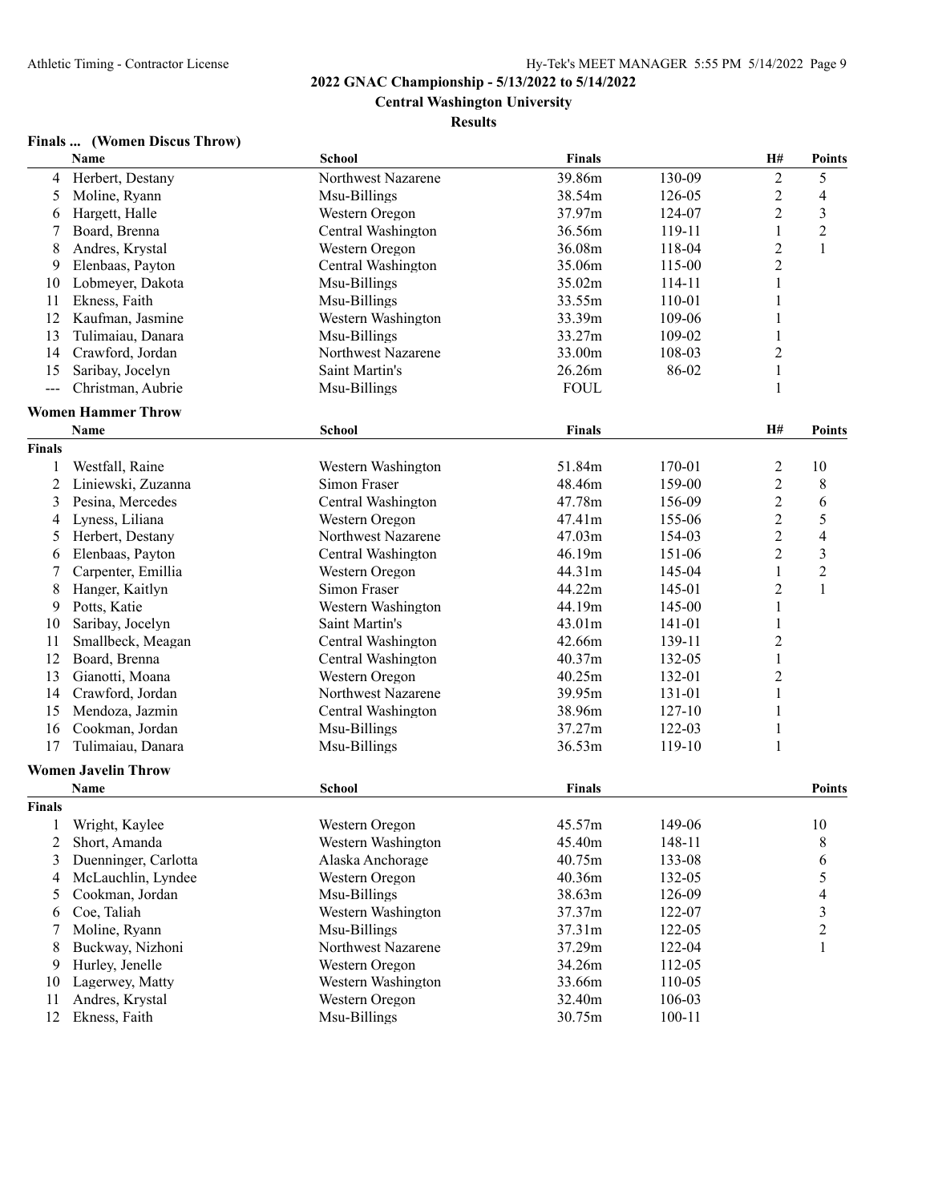**2022 GNAC Championship - 5/13/2022 to 5/14/2022**

**Central Washington University**

**Results**

### Finals ... (Women Discus Throw)

| | Name | School | Finals | | H# | Points |
|---|---|---|---|---|---|---|
| 4 | Herbert, Destany | Northwest Nazarene | 39.86m | 130-09 | 2 | 5 |
| 5 | Moline, Ryann | Msu-Billings | 38.54m | 126-05 | 2 | 4 |
| 6 | Hargett, Halle | Western Oregon | 37.97m | 124-07 | 2 | 3 |
| 7 | Board, Brenna | Central Washington | 36.56m | 119-11 | 1 | 2 |
| 8 | Andres, Krystal | Western Oregon | 36.08m | 118-04 | 2 | 1 |
| 9 | Elenbaas, Payton | Central Washington | 35.06m | 115-00 | 2 | |
| 10 | Lobmeyer, Dakota | Msu-Billings | 35.02m | 114-11 | 1 | |
| 11 | Ekness, Faith | Msu-Billings | 33.55m | 110-01 | 1 | |
| 12 | Kaufman, Jasmine | Western Washington | 33.39m | 109-06 | 1 | |
| 13 | Tulimaiau, Danara | Msu-Billings | 33.27m | 109-02 | 1 | |
| 14 | Crawford, Jordan | Northwest Nazarene | 33.00m | 108-03 | 2 | |
| 15 | Saribay, Jocelyn | Saint Martin's | 26.26m | 86-02 | 1 | |
| --- | Christman, Aubrie | Msu-Billings | FOUL | | 1 | |

### Women Hammer Throw

| | Name | School | Finals | | H# | Points |
|---|---|---|---|---|---|---|
| **Finals** | | | | | | |
| 1 | Westfall, Raine | Western Washington | 51.84m | 170-01 | 2 | 10 |
| 2 | Liniewski, Zuzanna | Simon Fraser | 48.46m | 159-00 | 2 | 8 |
| 3 | Pesina, Mercedes | Central Washington | 47.78m | 156-09 | 2 | 6 |
| 4 | Lyness, Liliana | Western Oregon | 47.41m | 155-06 | 2 | 5 |
| 5 | Herbert, Destany | Northwest Nazarene | 47.03m | 154-03 | 2 | 4 |
| 6 | Elenbaas, Payton | Central Washington | 46.19m | 151-06 | 2 | 3 |
| 7 | Carpenter, Emillia | Western Oregon | 44.31m | 145-04 | 1 | 2 |
| 8 | Hanger, Kaitlyn | Simon Fraser | 44.22m | 145-01 | 2 | 1 |
| 9 | Potts, Katie | Western Washington | 44.19m | 145-00 | 1 | |
| 10 | Saribay, Jocelyn | Saint Martin's | 43.01m | 141-01 | 1 | |
| 11 | Smallbeck, Meagan | Central Washington | 42.66m | 139-11 | 2 | |
| 12 | Board, Brenna | Central Washington | 40.37m | 132-05 | 1 | |
| 13 | Gianotti, Moana | Western Oregon | 40.25m | 132-01 | 2 | |
| 14 | Crawford, Jordan | Northwest Nazarene | 39.95m | 131-01 | 1 | |
| 15 | Mendoza, Jazmin | Central Washington | 38.96m | 127-10 | 1 | |
| 16 | Cookman, Jordan | Msu-Billings | 37.27m | 122-03 | 1 | |
| 17 | Tulimaiau, Danara | Msu-Billings | 36.53m | 119-10 | 1 | |

### Women Javelin Throw

| | Name | School | Finals | | Points |
|---|---|---|---|---|---|
| **Finals** | | | | | |
| 1 | Wright, Kaylee | Western Oregon | 45.57m | 149-06 | 10 |
| 2 | Short, Amanda | Western Washington | 45.40m | 148-11 | 8 |
| 3 | Duenninger, Carlotta | Alaska Anchorage | 40.75m | 133-08 | 6 |
| 4 | McLauchlin, Lyndee | Western Oregon | 40.36m | 132-05 | 5 |
| 5 | Cookman, Jordan | Msu-Billings | 38.63m | 126-09 | 4 |
| 6 | Coe, Taliah | Western Washington | 37.37m | 122-07 | 3 |
| 7 | Moline, Ryann | Msu-Billings | 37.31m | 122-05 | 2 |
| 8 | Buckway, Nizhoni | Northwest Nazarene | 37.29m | 122-04 | 1 |
| 9 | Hurley, Jenelle | Western Oregon | 34.26m | 112-05 | |
| 10 | Lagerwey, Matty | Western Washington | 33.66m | 110-05 | |
| 11 | Andres, Krystal | Western Oregon | 32.40m | 106-03 | |
| 12 | Ekness, Faith | Msu-Billings | 30.75m | 100-11 | |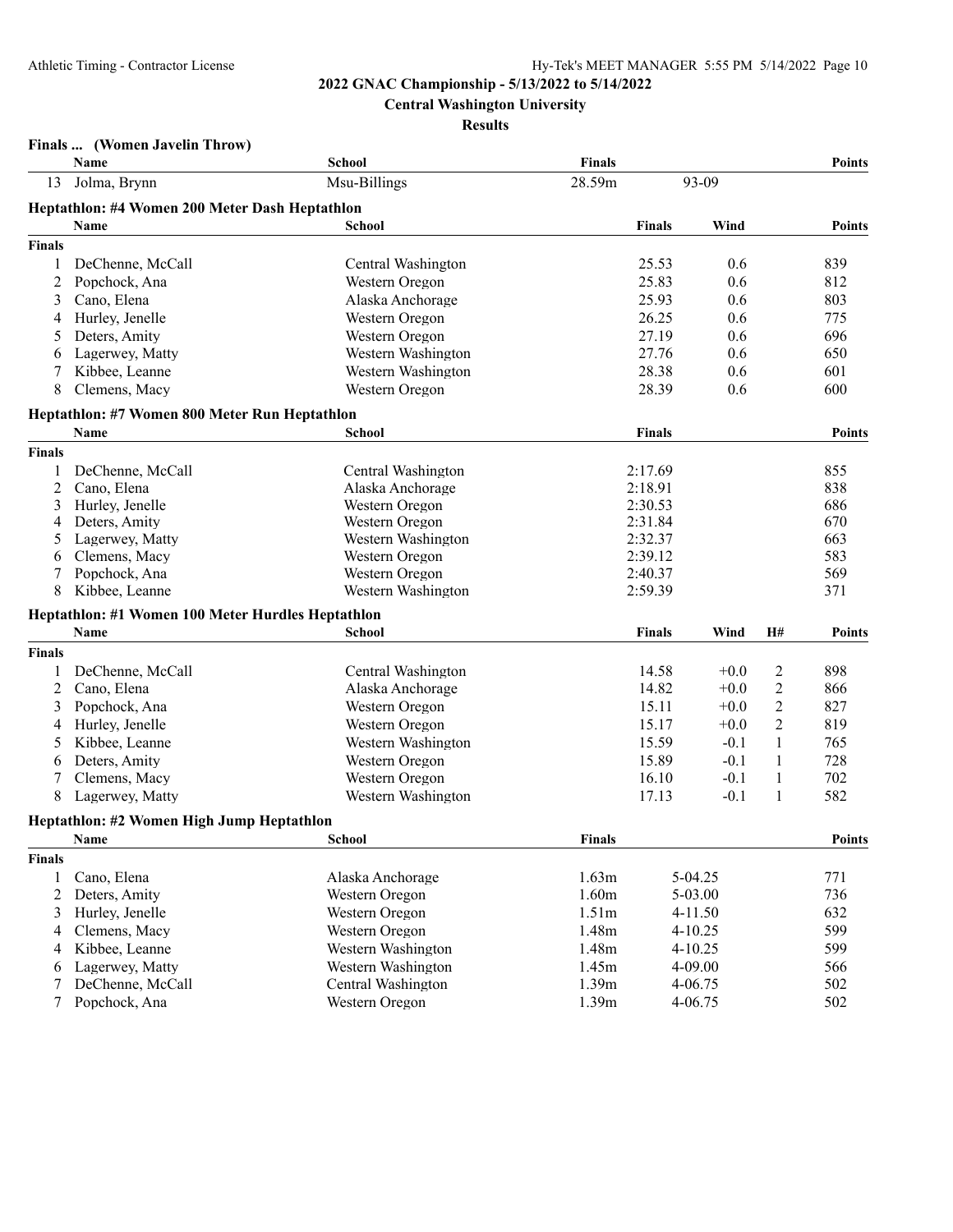**2022 GNAC Championship - 5/13/2022 to 5/14/2022**

**Central Washington University**

**Results**

### Finals ... (Women Javelin Throw)

| | Name | School | Finals | | Points |
|---|---|---|---|---|---|
| 13 | Jolma, Brynn | Msu-Billings | 28.59m | 93-09 | |

### Heptathlon: #4 Women 200 Meter Dash Heptathlon

| | Name | School | Finals | Wind | Points |
|---|---|---|---|---|---|
| **Finals** | | | | | |
| 1 | DeChenne, McCall | Central Washington | 25.53 | 0.6 | 839 |
| 2 | Popchock, Ana | Western Oregon | 25.83 | 0.6 | 812 |
| 3 | Cano, Elena | Alaska Anchorage | 25.93 | 0.6 | 803 |
| 4 | Hurley, Jenelle | Western Oregon | 26.25 | 0.6 | 775 |
| 5 | Deters, Amity | Western Oregon | 27.19 | 0.6 | 696 |
| 6 | Lagerwey, Matty | Western Washington | 27.76 | 0.6 | 650 |
| 7 | Kibbee, Leanne | Western Washington | 28.38 | 0.6 | 601 |
| 8 | Clemens, Macy | Western Oregon | 28.39 | 0.6 | 600 |

### Heptathlon: #7 Women 800 Meter Run Heptathlon

| | Name | School | Finals | Points |
|---|---|---|---|---|
| **Finals** | | | | |
| 1 | DeChenne, McCall | Central Washington | 2:17.69 | 855 |
| 2 | Cano, Elena | Alaska Anchorage | 2:18.91 | 838 |
| 3 | Hurley, Jenelle | Western Oregon | 2:30.53 | 686 |
| 4 | Deters, Amity | Western Oregon | 2:31.84 | 670 |
| 5 | Lagerwey, Matty | Western Washington | 2:32.37 | 663 |
| 6 | Clemens, Macy | Western Oregon | 2:39.12 | 583 |
| 7 | Popchock, Ana | Western Oregon | 2:40.37 | 569 |
| 8 | Kibbee, Leanne | Western Washington | 2:59.39 | 371 |

### Heptathlon: #1 Women 100 Meter Hurdles Heptathlon

| | Name | School | Finals | Wind | H# | Points |
|---|---|---|---|---|---|---|
| **Finals** | | | | | | |
| 1 | DeChenne, McCall | Central Washington | 14.58 | +0.0 | 2 | 898 |
| 2 | Cano, Elena | Alaska Anchorage | 14.82 | +0.0 | 2 | 866 |
| 3 | Popchock, Ana | Western Oregon | 15.11 | +0.0 | 2 | 827 |
| 4 | Hurley, Jenelle | Western Oregon | 15.17 | +0.0 | 2 | 819 |
| 5 | Kibbee, Leanne | Western Washington | 15.59 | -0.1 | 1 | 765 |
| 6 | Deters, Amity | Western Oregon | 15.89 | -0.1 | 1 | 728 |
| 7 | Clemens, Macy | Western Oregon | 16.10 | -0.1 | 1 | 702 |
| 8 | Lagerwey, Matty | Western Washington | 17.13 | -0.1 | 1 | 582 |

### Heptathlon: #2 Women High Jump Heptathlon

| | Name | School | Finals | | Points |
|---|---|---|---|---|---|
| **Finals** | | | | | |
| 1 | Cano, Elena | Alaska Anchorage | 1.63m | 5-04.25 | 771 |
| 2 | Deters, Amity | Western Oregon | 1.60m | 5-03.00 | 736 |
| 3 | Hurley, Jenelle | Western Oregon | 1.51m | 4-11.50 | 632 |
| 4 | Clemens, Macy | Western Oregon | 1.48m | 4-10.25 | 599 |
| 4 | Kibbee, Leanne | Western Washington | 1.48m | 4-10.25 | 599 |
| 6 | Lagerwey, Matty | Western Washington | 1.45m | 4-09.00 | 566 |
| 7 | DeChenne, McCall | Central Washington | 1.39m | 4-06.75 | 502 |
| 7 | Popchock, Ana | Western Oregon | 1.39m | 4-06.75 | 502 |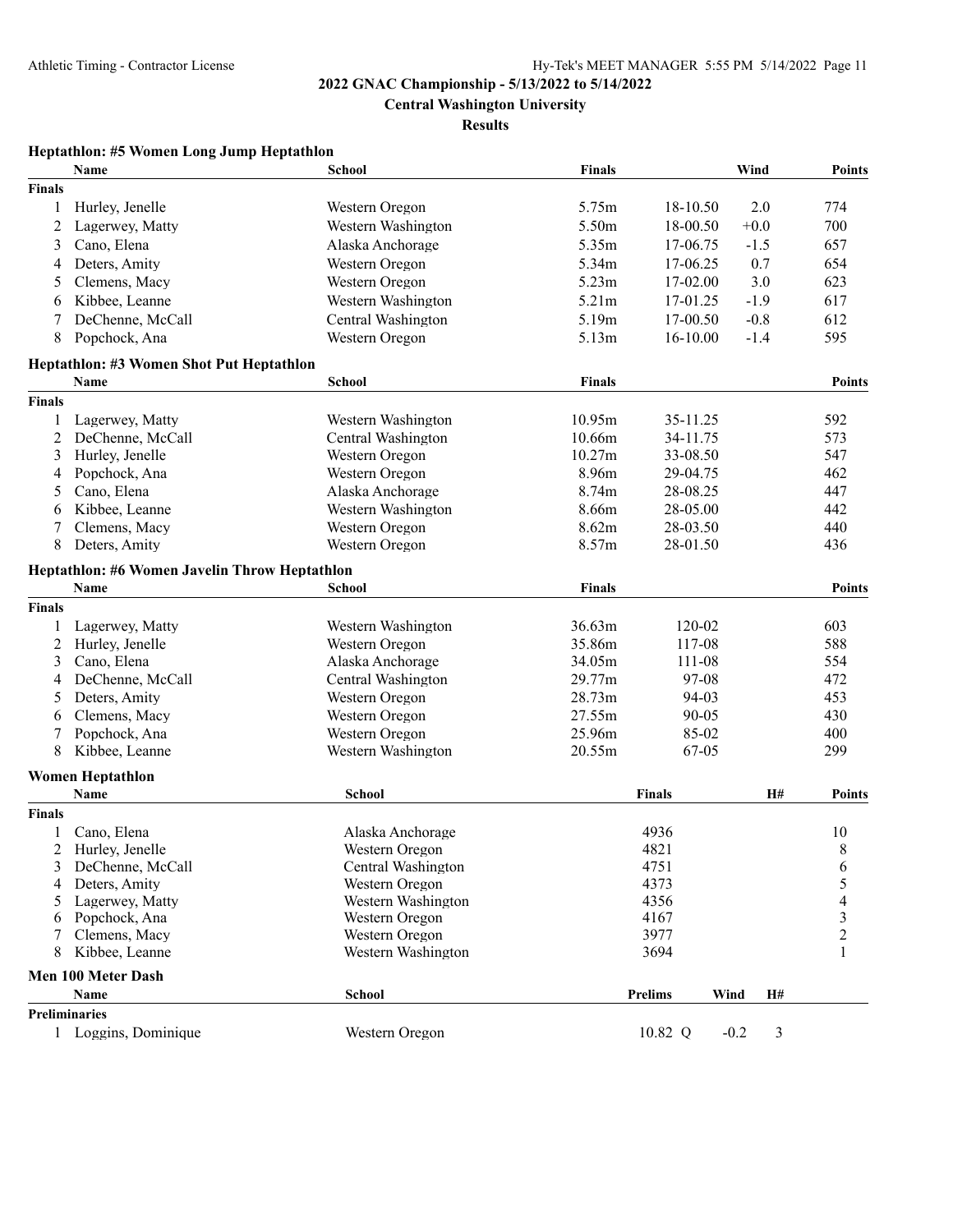**2022 GNAC Championship - 5/13/2022 to 5/14/2022**

**Central Washington University**

**Results**

### Heptathlon: #5 Women Long Jump Heptathlon

| | Name | School | Finals | | Wind | Points |
|---|---|---|---|---|---|---|
| **Finals** | | | | | | |
| 1 | Hurley, Jenelle | Western Oregon | 5.75m | 18-10.50 | 2.0 | 774 |
| 2 | Lagerwey, Matty | Western Washington | 5.50m | 18-00.50 | +0.0 | 700 |
| 3 | Cano, Elena | Alaska Anchorage | 5.35m | 17-06.75 | -1.5 | 657 |
| 4 | Deters, Amity | Western Oregon | 5.34m | 17-06.25 | 0.7 | 654 |
| 5 | Clemens, Macy | Western Oregon | 5.23m | 17-02.00 | 3.0 | 623 |
| 6 | Kibbee, Leanne | Western Washington | 5.21m | 17-01.25 | -1.9 | 617 |
| 7 | DeChenne, McCall | Central Washington | 5.19m | 17-00.50 | -0.8 | 612 |
| 8 | Popchock, Ana | Western Oregon | 5.13m | 16-10.00 | -1.4 | 595 |

### Heptathlon: #3 Women Shot Put Heptathlon

| | Name | School | Finals | | Points |
|---|---|---|---|---|---|
| **Finals** | | | | | |
| 1 | Lagerwey, Matty | Western Washington | 10.95m | 35-11.25 | 592 |
| 2 | DeChenne, McCall | Central Washington | 10.66m | 34-11.75 | 573 |
| 3 | Hurley, Jenelle | Western Oregon | 10.27m | 33-08.50 | 547 |
| 4 | Popchock, Ana | Western Oregon | 8.96m | 29-04.75 | 462 |
| 5 | Cano, Elena | Alaska Anchorage | 8.74m | 28-08.25 | 447 |
| 6 | Kibbee, Leanne | Western Washington | 8.66m | 28-05.00 | 442 |
| 7 | Clemens, Macy | Western Oregon | 8.62m | 28-03.50 | 440 |
| 8 | Deters, Amity | Western Oregon | 8.57m | 28-01.50 | 436 |

### Heptathlon: #6 Women Javelin Throw Heptathlon

| | Name | School | Finals | | Points |
|---|---|---|---|---|---|
| **Finals** | | | | | |
| 1 | Lagerwey, Matty | Western Washington | 36.63m | 120-02 | 603 |
| 2 | Hurley, Jenelle | Western Oregon | 35.86m | 117-08 | 588 |
| 3 | Cano, Elena | Alaska Anchorage | 34.05m | 111-08 | 554 |
| 4 | DeChenne, McCall | Central Washington | 29.77m | 97-08 | 472 |
| 5 | Deters, Amity | Western Oregon | 28.73m | 94-03 | 453 |
| 6 | Clemens, Macy | Western Oregon | 27.55m | 90-05 | 430 |
| 7 | Popchock, Ana | Western Oregon | 25.96m | 85-02 | 400 |
| 8 | Kibbee, Leanne | Western Washington | 20.55m | 67-05 | 299 |

### Women Heptathlon

| | Name | School | Finals | H# | Points |
|---|---|---|---|---|---|
| **Finals** | | | | | |
| 1 | Cano, Elena | Alaska Anchorage | 4936 | | 10 |
| 2 | Hurley, Jenelle | Western Oregon | 4821 | | 8 |
| 3 | DeChenne, McCall | Central Washington | 4751 | | 6 |
| 4 | Deters, Amity | Western Oregon | 4373 | | 5 |
| 5 | Lagerwey, Matty | Western Washington | 4356 | | 4 |
| 6 | Popchock, Ana | Western Oregon | 4167 | | 3 |
| 7 | Clemens, Macy | Western Oregon | 3977 | | 2 |
| 8 | Kibbee, Leanne | Western Washington | 3694 | | 1 |

### Men 100 Meter Dash

| | Name | School | Prelims | Wind | H# |
|---|---|---|---|---|---|
| **Preliminaries** | | | | | |
| 1 | Loggins, Dominique | Western Oregon | 10.82 Q | -0.2 | 3 |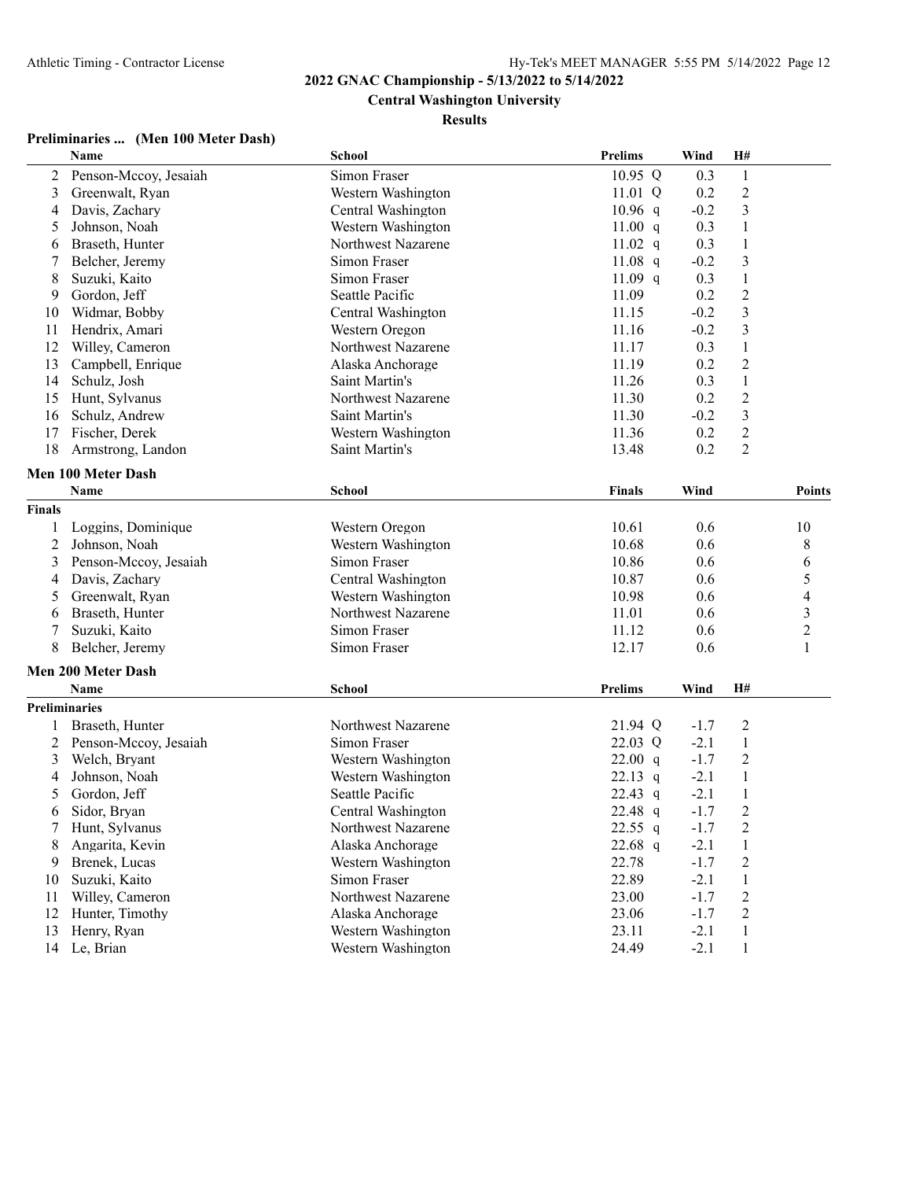**2022 GNAC Championship - 5/13/2022 to 5/14/2022**

**Central Washington University**

**Results**

### Preliminaries ... (Men 100 Meter Dash)

| | Name | School | Prelims | Wind | H# |
|---|---|---|---|---|---|
| 2 | Penson-Mccoy, Jesaiah | Simon Fraser | 10.95 Q | 0.3 | 1 |
| 3 | Greenwalt, Ryan | Western Washington | 11.01 Q | 0.2 | 2 |
| 4 | Davis, Zachary | Central Washington | 10.96 q | -0.2 | 3 |
| 5 | Johnson, Noah | Western Washington | 11.00 q | 0.3 | 1 |
| 6 | Braseth, Hunter | Northwest Nazarene | 11.02 q | 0.3 | 1 |
| 7 | Belcher, Jeremy | Simon Fraser | 11.08 q | -0.2 | 3 |
| 8 | Suzuki, Kaito | Simon Fraser | 11.09 q | 0.3 | 1 |
| 9 | Gordon, Jeff | Seattle Pacific | 11.09 | 0.2 | 2 |
| 10 | Widmar, Bobby | Central Washington | 11.15 | -0.2 | 3 |
| 11 | Hendrix, Amari | Western Oregon | 11.16 | -0.2 | 3 |
| 12 | Willey, Cameron | Northwest Nazarene | 11.17 | 0.3 | 1 |
| 13 | Campbell, Enrique | Alaska Anchorage | 11.19 | 0.2 | 2 |
| 14 | Schulz, Josh | Saint Martin's | 11.26 | 0.3 | 1 |
| 15 | Hunt, Sylvanus | Northwest Nazarene | 11.30 | 0.2 | 2 |
| 16 | Schulz, Andrew | Saint Martin's | 11.30 | -0.2 | 3 |
| 17 | Fischer, Derek | Western Washington | 11.36 | 0.2 | 2 |
| 18 | Armstrong, Landon | Saint Martin's | 13.48 | 0.2 | 2 |

### Men 100 Meter Dash

| | Name | School | Finals | Wind | Points |
|---|---|---|---|---|---|
| **Finals** | | | | | |
| 1 | Loggins, Dominique | Western Oregon | 10.61 | 0.6 | 10 |
| 2 | Johnson, Noah | Western Washington | 10.68 | 0.6 | 8 |
| 3 | Penson-Mccoy, Jesaiah | Simon Fraser | 10.86 | 0.6 | 6 |
| 4 | Davis, Zachary | Central Washington | 10.87 | 0.6 | 5 |
| 5 | Greenwalt, Ryan | Western Washington | 10.98 | 0.6 | 4 |
| 6 | Braseth, Hunter | Northwest Nazarene | 11.01 | 0.6 | 3 |
| 7 | Suzuki, Kaito | Simon Fraser | 11.12 | 0.6 | 2 |
| 8 | Belcher, Jeremy | Simon Fraser | 12.17 | 0.6 | 1 |

### Men 200 Meter Dash

| | Name | School | Prelims | Wind | H# |
|---|---|---|---|---|---|
| **Preliminaries** | | | | | |
| 1 | Braseth, Hunter | Northwest Nazarene | 21.94 Q | -1.7 | 2 |
| 2 | Penson-Mccoy, Jesaiah | Simon Fraser | 22.03 Q | -2.1 | 1 |
| 3 | Welch, Bryant | Western Washington | 22.00 q | -1.7 | 2 |
| 4 | Johnson, Noah | Western Washington | 22.13 q | -2.1 | 1 |
| 5 | Gordon, Jeff | Seattle Pacific | 22.43 q | -2.1 | 1 |
| 6 | Sidor, Bryan | Central Washington | 22.48 q | -1.7 | 2 |
| 7 | Hunt, Sylvanus | Northwest Nazarene | 22.55 q | -1.7 | 2 |
| 8 | Angarita, Kevin | Alaska Anchorage | 22.68 q | -2.1 | 1 |
| 9 | Brenek, Lucas | Western Washington | 22.78 | -1.7 | 2 |
| 10 | Suzuki, Kaito | Simon Fraser | 22.89 | -2.1 | 1 |
| 11 | Willey, Cameron | Northwest Nazarene | 23.00 | -1.7 | 2 |
| 12 | Hunter, Timothy | Alaska Anchorage | 23.06 | -1.7 | 2 |
| 13 | Henry, Ryan | Western Washington | 23.11 | -2.1 | 1 |
| 14 | Le, Brian | Western Washington | 24.49 | -2.1 | 1 |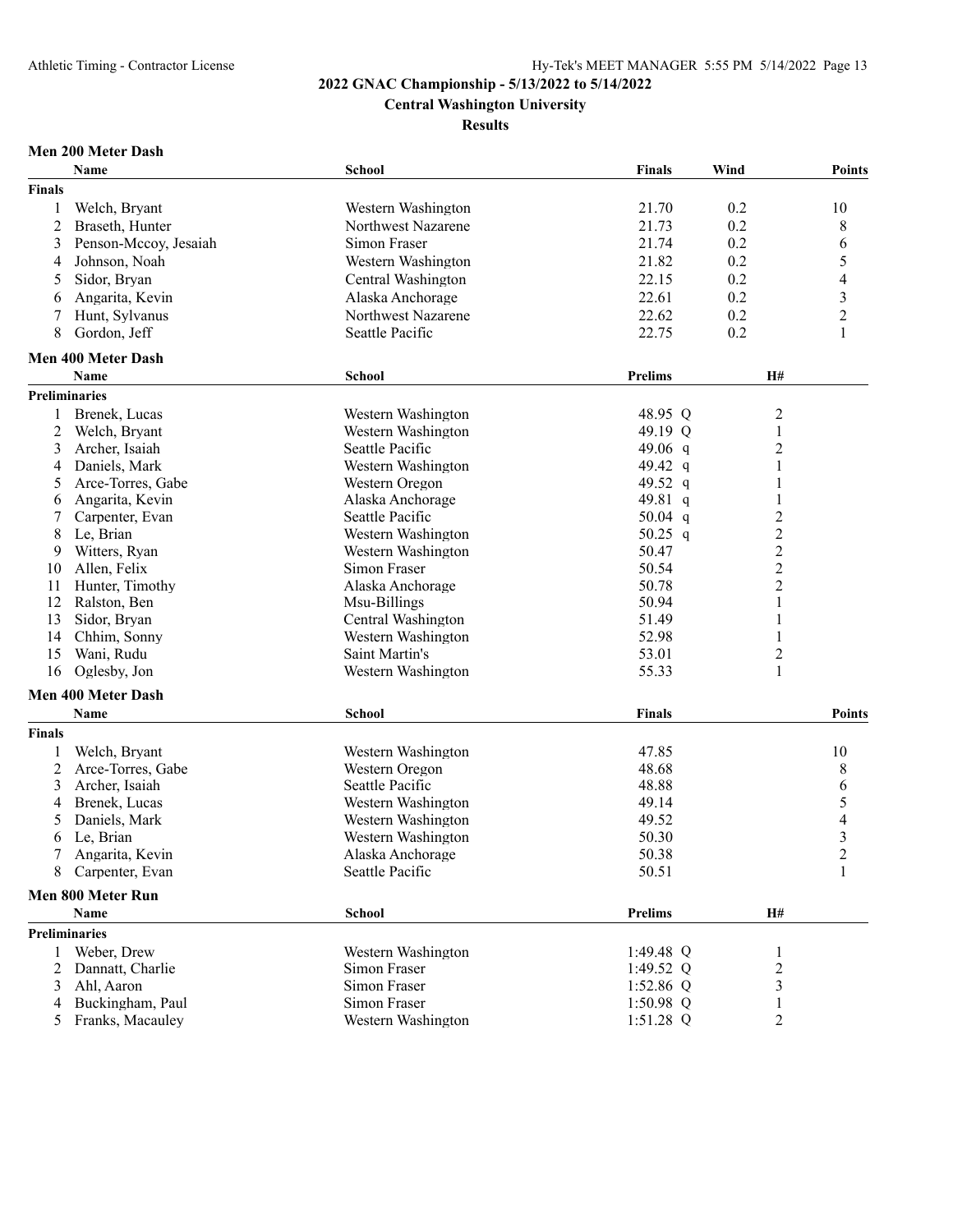# 2022 GNAC Championship - 5/13/2022 to 5/14/2022

## Central Washington University

### Results

**Men 200 Meter Dash**

| | Name | School | Finals | Wind | Points |
|---|---|---|---|---|---|
| **Finals** | | | | | |
| 1 | Welch, Bryant | Western Washington | 21.70 | 0.2 | 10 |
| 2 | Braseth, Hunter | Northwest Nazarene | 21.73 | 0.2 | 8 |
| 3 | Penson-Mccoy, Jesaiah | Simon Fraser | 21.74 | 0.2 | 6 |
| 4 | Johnson, Noah | Western Washington | 21.82 | 0.2 | 5 |
| 5 | Sidor, Bryan | Central Washington | 22.15 | 0.2 | 4 |
| 6 | Angarita, Kevin | Alaska Anchorage | 22.61 | 0.2 | 3 |
| 7 | Hunt, Sylvanus | Northwest Nazarene | 22.62 | 0.2 | 2 |
| 8 | Gordon, Jeff | Seattle Pacific | 22.75 | 0.2 | 1 |

**Men 400 Meter Dash**

| | Name | School | Prelims | H# |
|---|---|---|---|---|
| **Preliminaries** | | | | |
| 1 | Brenek, Lucas | Western Washington | 48.95 Q | 2 |
| 2 | Welch, Bryant | Western Washington | 49.19 Q | 1 |
| 3 | Archer, Isaiah | Seattle Pacific | 49.06 q | 2 |
| 4 | Daniels, Mark | Western Washington | 49.42 q | 1 |
| 5 | Arce-Torres, Gabe | Western Oregon | 49.52 q | 1 |
| 6 | Angarita, Kevin | Alaska Anchorage | 49.81 q | 1 |
| 7 | Carpenter, Evan | Seattle Pacific | 50.04 q | 2 |
| 8 | Le, Brian | Western Washington | 50.25 q | 2 |
| 9 | Witters, Ryan | Western Washington | 50.47 | 2 |
| 10 | Allen, Felix | Simon Fraser | 50.54 | 2 |
| 11 | Hunter, Timothy | Alaska Anchorage | 50.78 | 2 |
| 12 | Ralston, Ben | Msu-Billings | 50.94 | 1 |
| 13 | Sidor, Bryan | Central Washington | 51.49 | 1 |
| 14 | Chhim, Sonny | Western Washington | 52.98 | 1 |
| 15 | Wani, Rudu | Saint Martin's | 53.01 | 2 |
| 16 | Oglesby, Jon | Western Washington | 55.33 | 1 |

**Men 400 Meter Dash**

| | Name | School | Finals | Points |
|---|---|---|---|---|
| **Finals** | | | | |
| 1 | Welch, Bryant | Western Washington | 47.85 | 10 |
| 2 | Arce-Torres, Gabe | Western Oregon | 48.68 | 8 |
| 3 | Archer, Isaiah | Seattle Pacific | 48.88 | 6 |
| 4 | Brenek, Lucas | Western Washington | 49.14 | 5 |
| 5 | Daniels, Mark | Western Washington | 49.52 | 4 |
| 6 | Le, Brian | Western Washington | 50.30 | 3 |
| 7 | Angarita, Kevin | Alaska Anchorage | 50.38 | 2 |
| 8 | Carpenter, Evan | Seattle Pacific | 50.51 | 1 |

**Men 800 Meter Run**

| | Name | School | Prelims | H# |
|---|---|---|---|---|
| **Preliminaries** | | | | |
| 1 | Weber, Drew | Western Washington | 1:49.48 Q | 1 |
| 2 | Dannatt, Charlie | Simon Fraser | 1:49.52 Q | 2 |
| 3 | Ahl, Aaron | Simon Fraser | 1:52.86 Q | 3 |
| 4 | Buckingham, Paul | Simon Fraser | 1:50.98 Q | 1 |
| 5 | Franks, Macauley | Western Washington | 1:51.28 Q | 2 |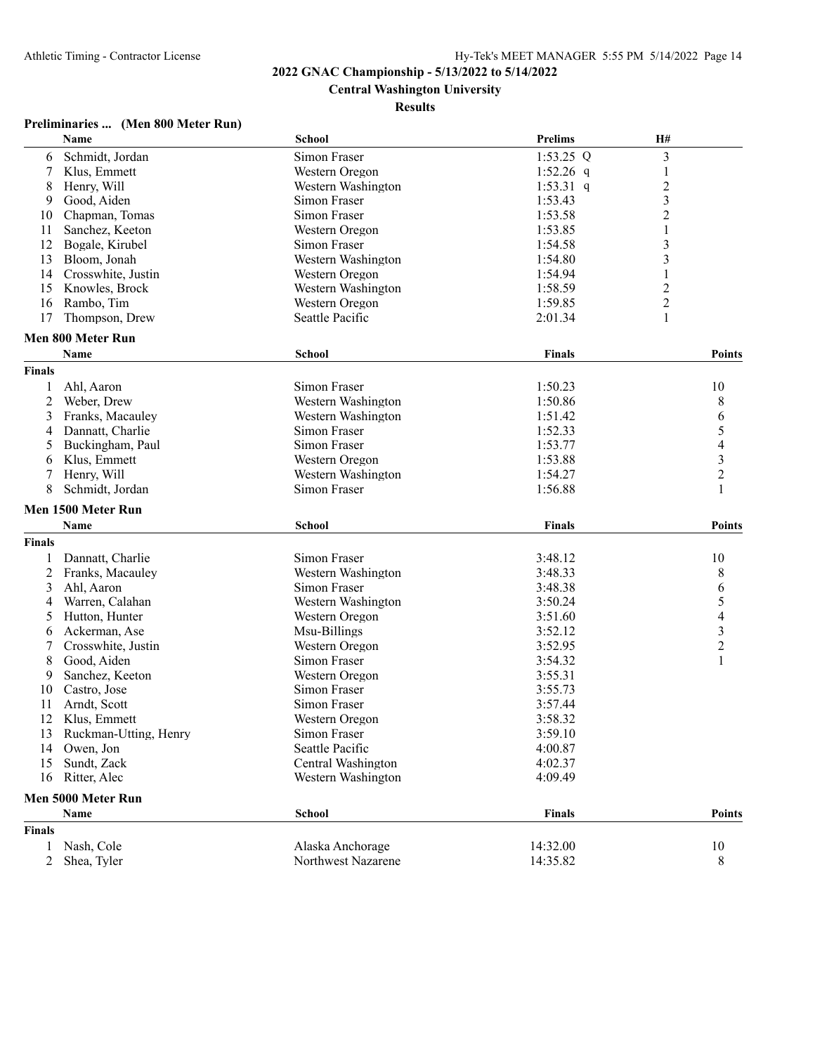# 2022 GNAC Championship - 5/13/2022 to 5/14/2022

## Central Washington University

### Results

#### Preliminaries ... (Men 800 Meter Run)

| | Name | School | Prelims | H# |
|---|---|---|---|---|
| 6 | Schmidt, Jordan | Simon Fraser | 1:53.25 Q | 3 |
| 7 | Klus, Emmett | Western Oregon | 1:52.26 q | 1 |
| 8 | Henry, Will | Western Washington | 1:53.31 q | 2 |
| 9 | Good, Aiden | Simon Fraser | 1:53.43 | 3 |
| 10 | Chapman, Tomas | Simon Fraser | 1:53.58 | 2 |
| 11 | Sanchez, Keeton | Western Oregon | 1:53.85 | 1 |
| 12 | Bogale, Kirubel | Simon Fraser | 1:54.58 | 3 |
| 13 | Bloom, Jonah | Western Washington | 1:54.80 | 3 |
| 14 | Crosswhite, Justin | Western Oregon | 1:54.94 | 1 |
| 15 | Knowles, Brock | Western Washington | 1:58.59 | 2 |
| 16 | Rambo, Tim | Western Oregon | 1:59.85 | 2 |
| 17 | Thompson, Drew | Seattle Pacific | 2:01.34 | 1 |

#### Men 800 Meter Run

| | Name | School | Finals | Points |
|---|---|---|---|---|
| **Finals** | | | | |
| 1 | Ahl, Aaron | Simon Fraser | 1:50.23 | 10 |
| 2 | Weber, Drew | Western Washington | 1:50.86 | 8 |
| 3 | Franks, Macauley | Western Washington | 1:51.42 | 6 |
| 4 | Dannatt, Charlie | Simon Fraser | 1:52.33 | 5 |
| 5 | Buckingham, Paul | Simon Fraser | 1:53.77 | 4 |
| 6 | Klus, Emmett | Western Oregon | 1:53.88 | 3 |
| 7 | Henry, Will | Western Washington | 1:54.27 | 2 |
| 8 | Schmidt, Jordan | Simon Fraser | 1:56.88 | 1 |

#### Men 1500 Meter Run

| | Name | School | Finals | Points |
|---|---|---|---|---|
| **Finals** | | | | |
| 1 | Dannatt, Charlie | Simon Fraser | 3:48.12 | 10 |
| 2 | Franks, Macauley | Western Washington | 3:48.33 | 8 |
| 3 | Ahl, Aaron | Simon Fraser | 3:48.38 | 6 |
| 4 | Warren, Calahan | Western Washington | 3:50.24 | 5 |
| 5 | Hutton, Hunter | Western Oregon | 3:51.60 | 4 |
| 6 | Ackerman, Ase | Msu-Billings | 3:52.12 | 3 |
| 7 | Crosswhite, Justin | Western Oregon | 3:52.95 | 2 |
| 8 | Good, Aiden | Simon Fraser | 3:54.32 | 1 |
| 9 | Sanchez, Keeton | Western Oregon | 3:55.31 | |
| 10 | Castro, Jose | Simon Fraser | 3:55.73 | |
| 11 | Arndt, Scott | Simon Fraser | 3:57.44 | |
| 12 | Klus, Emmett | Western Oregon | 3:58.32 | |
| 13 | Ruckman-Utting, Henry | Simon Fraser | 3:59.10 | |
| 14 | Owen, Jon | Seattle Pacific | 4:00.87 | |
| 15 | Sundt, Zack | Central Washington | 4:02.37 | |
| 16 | Ritter, Alec | Western Washington | 4:09.49 | |

#### Men 5000 Meter Run

| | Name | School | Finals | Points |
|---|---|---|---|---|
| **Finals** | | | | |
| 1 | Nash, Cole | Alaska Anchorage | 14:32.00 | 10 |
| 2 | Shea, Tyler | Northwest Nazarene | 14:35.82 | 8 |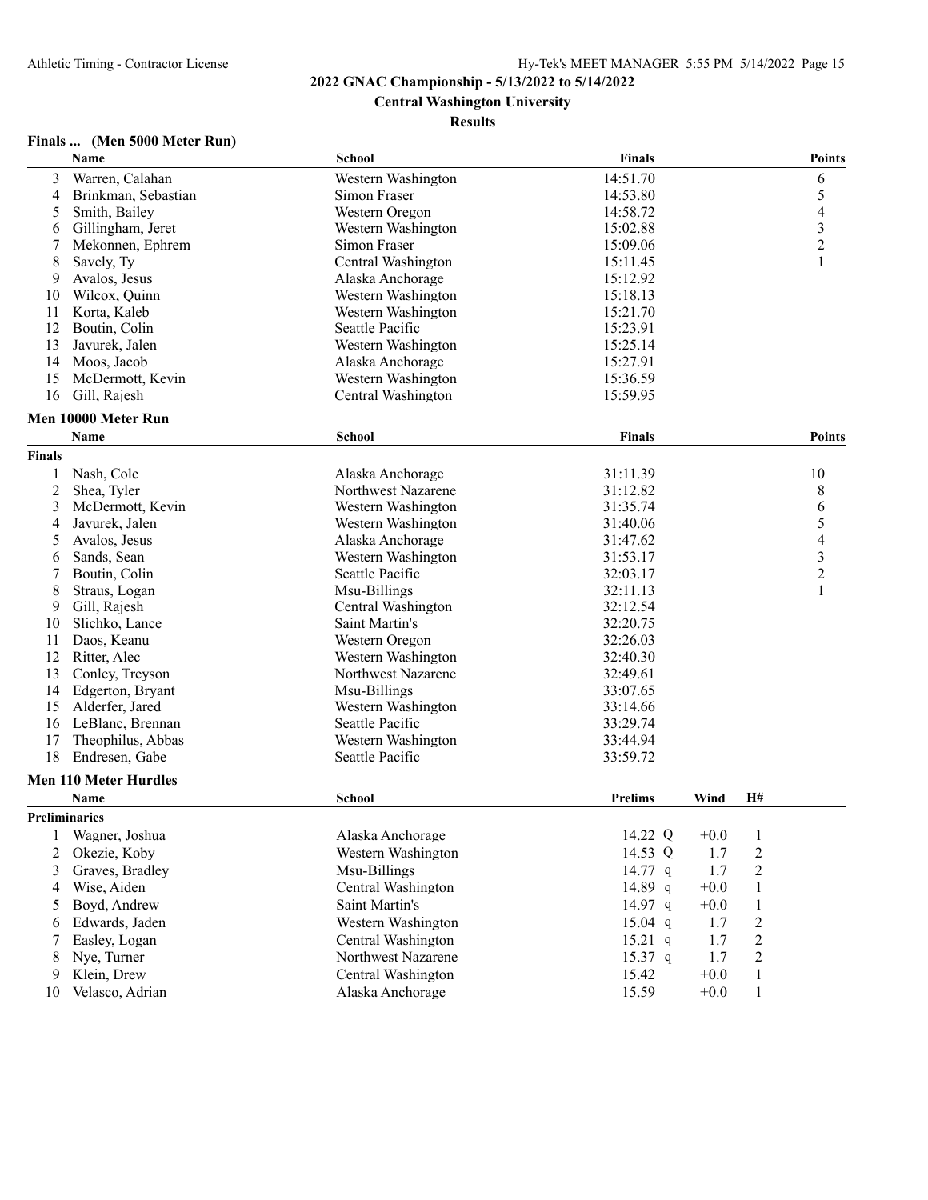## 2022 GNAC Championship - 5/13/2022 to 5/14/2022

**Central Washington University**

**Results**

### Finals ... (Men 5000 Meter Run)

| | Name | School | Finals | Points |
|---|---|---|---|---|
| 3 | Warren, Calahan | Western Washington | 14:51.70 | 6 |
| 4 | Brinkman, Sebastian | Simon Fraser | 14:53.80 | 5 |
| 5 | Smith, Bailey | Western Oregon | 14:58.72 | 4 |
| 6 | Gillingham, Jeret | Western Washington | 15:02.88 | 3 |
| 7 | Mekonnen, Ephrem | Simon Fraser | 15:09.06 | 2 |
| 8 | Savely, Ty | Central Washington | 15:11.45 | 1 |
| 9 | Avalos, Jesus | Alaska Anchorage | 15:12.92 | |
| 10 | Wilcox, Quinn | Western Washington | 15:18.13 | |
| 11 | Korta, Kaleb | Western Washington | 15:21.70 | |
| 12 | Boutin, Colin | Seattle Pacific | 15:23.91 | |
| 13 | Javurek, Jalen | Western Washington | 15:25.14 | |
| 14 | Moos, Jacob | Alaska Anchorage | 15:27.91 | |
| 15 | McDermott, Kevin | Western Washington | 15:36.59 | |
| 16 | Gill, Rajesh | Central Washington | 15:59.95 | |

### Men 10000 Meter Run

**Finals**

| | Name | School | Finals | Points |
|---|---|---|---|---|
| 1 | Nash, Cole | Alaska Anchorage | 31:11.39 | 10 |
| 2 | Shea, Tyler | Northwest Nazarene | 31:12.82 | 8 |
| 3 | McDermott, Kevin | Western Washington | 31:35.74 | 6 |
| 4 | Javurek, Jalen | Western Washington | 31:40.06 | 5 |
| 5 | Avalos, Jesus | Alaska Anchorage | 31:47.62 | 4 |
| 6 | Sands, Sean | Western Washington | 31:53.17 | 3 |
| 7 | Boutin, Colin | Seattle Pacific | 32:03.17 | 2 |
| 8 | Straus, Logan | Msu-Billings | 32:11.13 | 1 |
| 9 | Gill, Rajesh | Central Washington | 32:12.54 | |
| 10 | Slichko, Lance | Saint Martin's | 32:20.75 | |
| 11 | Daos, Keanu | Western Oregon | 32:26.03 | |
| 12 | Ritter, Alec | Western Washington | 32:40.30 | |
| 13 | Conley, Treyson | Northwest Nazarene | 32:49.61 | |
| 14 | Edgerton, Bryant | Msu-Billings | 33:07.65 | |
| 15 | Alderfer, Jared | Western Washington | 33:14.66 | |
| 16 | LeBlanc, Brennan | Seattle Pacific | 33:29.74 | |
| 17 | Theophilus, Abbas | Western Washington | 33:44.94 | |
| 18 | Endresen, Gabe | Seattle Pacific | 33:59.72 | |

### Men 110 Meter Hurdles

**Preliminaries**

| | Name | School | Prelims | Wind | H# |
|---|---|---|---|---|---|
| 1 | Wagner, Joshua | Alaska Anchorage | 14.22 Q | +0.0 | 1 |
| 2 | Okezie, Koby | Western Washington | 14.53 Q | 1.7 | 2 |
| 3 | Graves, Bradley | Msu-Billings | 14.77 q | 1.7 | 2 |
| 4 | Wise, Aiden | Central Washington | 14.89 q | +0.0 | 1 |
| 5 | Boyd, Andrew | Saint Martin's | 14.97 q | +0.0 | 1 |
| 6 | Edwards, Jaden | Western Washington | 15.04 q | 1.7 | 2 |
| 7 | Easley, Logan | Central Washington | 15.21 q | 1.7 | 2 |
| 8 | Nye, Turner | Northwest Nazarene | 15.37 q | 1.7 | 2 |
| 9 | Klein, Drew | Central Washington | 15.42 | +0.0 | 1 |
| 10 | Velasco, Adrian | Alaska Anchorage | 15.59 | +0.0 | 1 |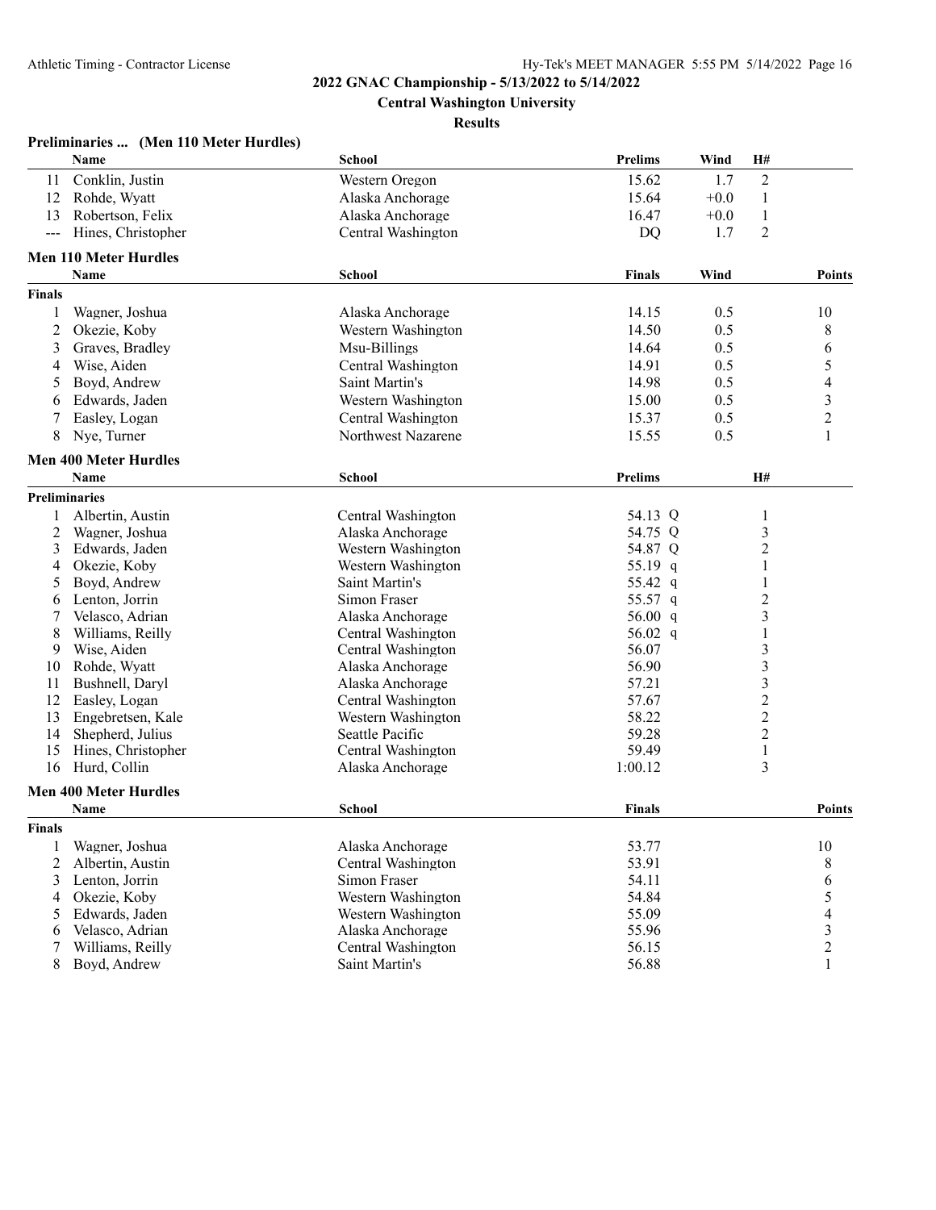**2022 GNAC Championship - 5/13/2022 to 5/14/2022**

**Central Washington University**

**Results**

### Preliminaries ... (Men 110 Meter Hurdles)

| | Name | School | Prelims | Wind | H# |
|---|---|---|---|---|---|
| 11 | Conklin, Justin | Western Oregon | 15.62 | 1.7 | 2 |
| 12 | Rohde, Wyatt | Alaska Anchorage | 15.64 | +0.0 | 1 |
| 13 | Robertson, Felix | Alaska Anchorage | 16.47 | +0.0 | 1 |
| --- | Hines, Christopher | Central Washington | DQ | 1.7 | 2 |

### Men 110 Meter Hurdles

| | Name | School | Finals | Wind | Points |
|---|---|---|---|---|---|
| **Finals** | | | | | |
| 1 | Wagner, Joshua | Alaska Anchorage | 14.15 | 0.5 | 10 |
| 2 | Okezie, Koby | Western Washington | 14.50 | 0.5 | 8 |
| 3 | Graves, Bradley | Msu-Billings | 14.64 | 0.5 | 6 |
| 4 | Wise, Aiden | Central Washington | 14.91 | 0.5 | 5 |
| 5 | Boyd, Andrew | Saint Martin's | 14.98 | 0.5 | 4 |
| 6 | Edwards, Jaden | Western Washington | 15.00 | 0.5 | 3 |
| 7 | Easley, Logan | Central Washington | 15.37 | 0.5 | 2 |
| 8 | Nye, Turner | Northwest Nazarene | 15.55 | 0.5 | 1 |

### Men 400 Meter Hurdles

| | Name | School | Prelims | H# |
|---|---|---|---|---|
| **Preliminaries** | | | | |
| 1 | Albertin, Austin | Central Washington | 54.13 Q | 1 |
| 2 | Wagner, Joshua | Alaska Anchorage | 54.75 Q | 3 |
| 3 | Edwards, Jaden | Western Washington | 54.87 Q | 2 |
| 4 | Okezie, Koby | Western Washington | 55.19 q | 1 |
| 5 | Boyd, Andrew | Saint Martin's | 55.42 q | 1 |
| 6 | Lenton, Jorrin | Simon Fraser | 55.57 q | 2 |
| 7 | Velasco, Adrian | Alaska Anchorage | 56.00 q | 3 |
| 8 | Williams, Reilly | Central Washington | 56.02 q | 1 |
| 9 | Wise, Aiden | Central Washington | 56.07 | 3 |
| 10 | Rohde, Wyatt | Alaska Anchorage | 56.90 | 3 |
| 11 | Bushnell, Daryl | Alaska Anchorage | 57.21 | 3 |
| 12 | Easley, Logan | Central Washington | 57.67 | 2 |
| 13 | Engebretsen, Kale | Western Washington | 58.22 | 2 |
| 14 | Shepherd, Julius | Seattle Pacific | 59.28 | 2 |
| 15 | Hines, Christopher | Central Washington | 59.49 | 1 |
| 16 | Hurd, Collin | Alaska Anchorage | 1:00.12 | 3 |

### Men 400 Meter Hurdles

| | Name | School | Finals | Points |
|---|---|---|---|---|
| **Finals** | | | | |
| 1 | Wagner, Joshua | Alaska Anchorage | 53.77 | 10 |
| 2 | Albertin, Austin | Central Washington | 53.91 | 8 |
| 3 | Lenton, Jorrin | Simon Fraser | 54.11 | 6 |
| 4 | Okezie, Koby | Western Washington | 54.84 | 5 |
| 5 | Edwards, Jaden | Western Washington | 55.09 | 4 |
| 6 | Velasco, Adrian | Alaska Anchorage | 55.96 | 3 |
| 7 | Williams, Reilly | Central Washington | 56.15 | 2 |
| 8 | Boyd, Andrew | Saint Martin's | 56.88 | 1 |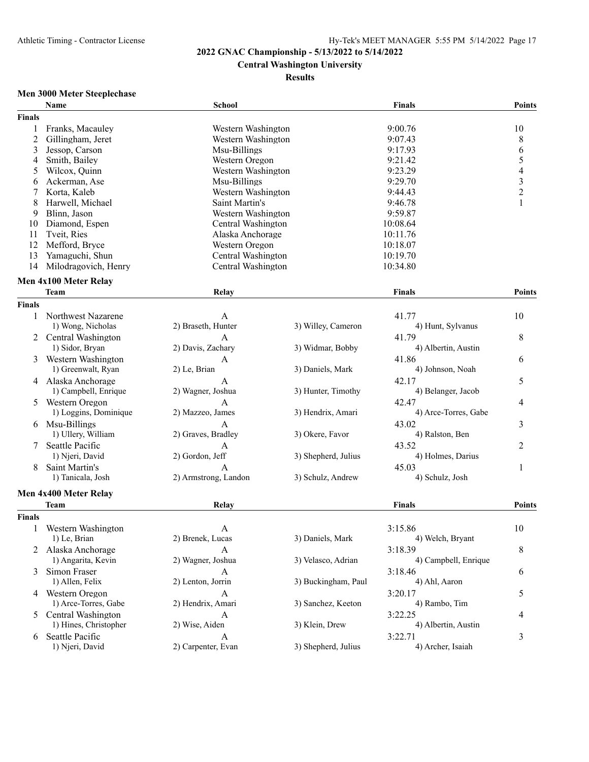# 2022 GNAC Championship - 5/13/2022 to 5/14/2022

## Central Washington University

### Results

#### Men 3000 Meter Steeplechase

| | Name | School | Finals | Points |
|---|---|---|---|---|
| **Finals** | | | | |
| 1 | Franks, Macauley | Western Washington | 9:00.76 | 10 |
| 2 | Gillingham, Jeret | Western Washington | 9:07.43 | 8 |
| 3 | Jessop, Carson | Msu-Billings | 9:17.93 | 6 |
| 4 | Smith, Bailey | Western Oregon | 9:21.42 | 5 |
| 5 | Wilcox, Quinn | Western Washington | 9:23.29 | 4 |
| 6 | Ackerman, Ase | Msu-Billings | 9:29.70 | 3 |
| 7 | Korta, Kaleb | Western Washington | 9:44.43 | 2 |
| 8 | Harwell, Michael | Saint Martin's | 9:46.78 | 1 |
| 9 | Blinn, Jason | Western Washington | 9:59.87 | |
| 10 | Diamond, Espen | Central Washington | 10:08.64 | |
| 11 | Tveit, Ries | Alaska Anchorage | 10:11.76 | |
| 12 | Mefford, Bryce | Western Oregon | 10:18.07 | |
| 13 | Yamaguchi, Shun | Central Washington | 10:19.70 | |
| 14 | Milodragovich, Henry | Central Washington | 10:34.80 | |

#### Men 4x100 Meter Relay

| | Team | Relay | | Finals | Points |
|---|---|---|---|---|---|
| **Finals** | | | | | |
| 1 | Northwest Nazarene | A | | 41.77 | 10 |
| | 1) Wong, Nicholas | 2) Braseth, Hunter | 3) Willey, Cameron | 4) Hunt, Sylvanus | |
| 2 | Central Washington | A | | 41.79 | 8 |
| | 1) Sidor, Bryan | 2) Davis, Zachary | 3) Widmar, Bobby | 4) Albertin, Austin | |
| 3 | Western Washington | A | | 41.86 | 6 |
| | 1) Greenwalt, Ryan | 2) Le, Brian | 3) Daniels, Mark | 4) Johnson, Noah | |
| 4 | Alaska Anchorage | A | | 42.17 | 5 |
| | 1) Campbell, Enrique | 2) Wagner, Joshua | 3) Hunter, Timothy | 4) Belanger, Jacob | |
| 5 | Western Oregon | A | | 42.47 | 4 |
| | 1) Loggins, Dominique | 2) Mazzeo, James | 3) Hendrix, Amari | 4) Arce-Torres, Gabe | |
| 6 | Msu-Billings | A | | 43.02 | 3 |
| | 1) Ullery, William | 2) Graves, Bradley | 3) Okere, Favor | 4) Ralston, Ben | |
| 7 | Seattle Pacific | A | | 43.52 | 2 |
| | 1) Njeri, David | 2) Gordon, Jeff | 3) Shepherd, Julius | 4) Holmes, Darius | |
| 8 | Saint Martin's | A | | 45.03 | 1 |
| | 1) Tanicala, Josh | 2) Armstrong, Landon | 3) Schulz, Andrew | 4) Schulz, Josh | |

#### Men 4x400 Meter Relay

| | Team | Relay | | Finals | Points |
|---|---|---|---|---|---|
| **Finals** | | | | | |
| 1 | Western Washington | A | | 3:15.86 | 10 |
| | 1) Le, Brian | 2) Brenek, Lucas | 3) Daniels, Mark | 4) Welch, Bryant | |
| 2 | Alaska Anchorage | A | | 3:18.39 | 8 |
| | 1) Angarita, Kevin | 2) Wagner, Joshua | 3) Velasco, Adrian | 4) Campbell, Enrique | |
| 3 | Simon Fraser | A | | 3:18.46 | 6 |
| | 1) Allen, Felix | 2) Lenton, Jorrin | 3) Buckingham, Paul | 4) Ahl, Aaron | |
| 4 | Western Oregon | A | | 3:20.17 | 5 |
| | 1) Arce-Torres, Gabe | 2) Hendrix, Amari | 3) Sanchez, Keeton | 4) Rambo, Tim | |
| 5 | Central Washington | A | | 3:22.25 | 4 |
| | 1) Hines, Christopher | 2) Wise, Aiden | 3) Klein, Drew | 4) Albertin, Austin | |
| 6 | Seattle Pacific | A | | 3:22.71 | 3 |
| | 1) Njeri, David | 2) Carpenter, Evan | 3) Shepherd, Julius | 4) Archer, Isaiah | |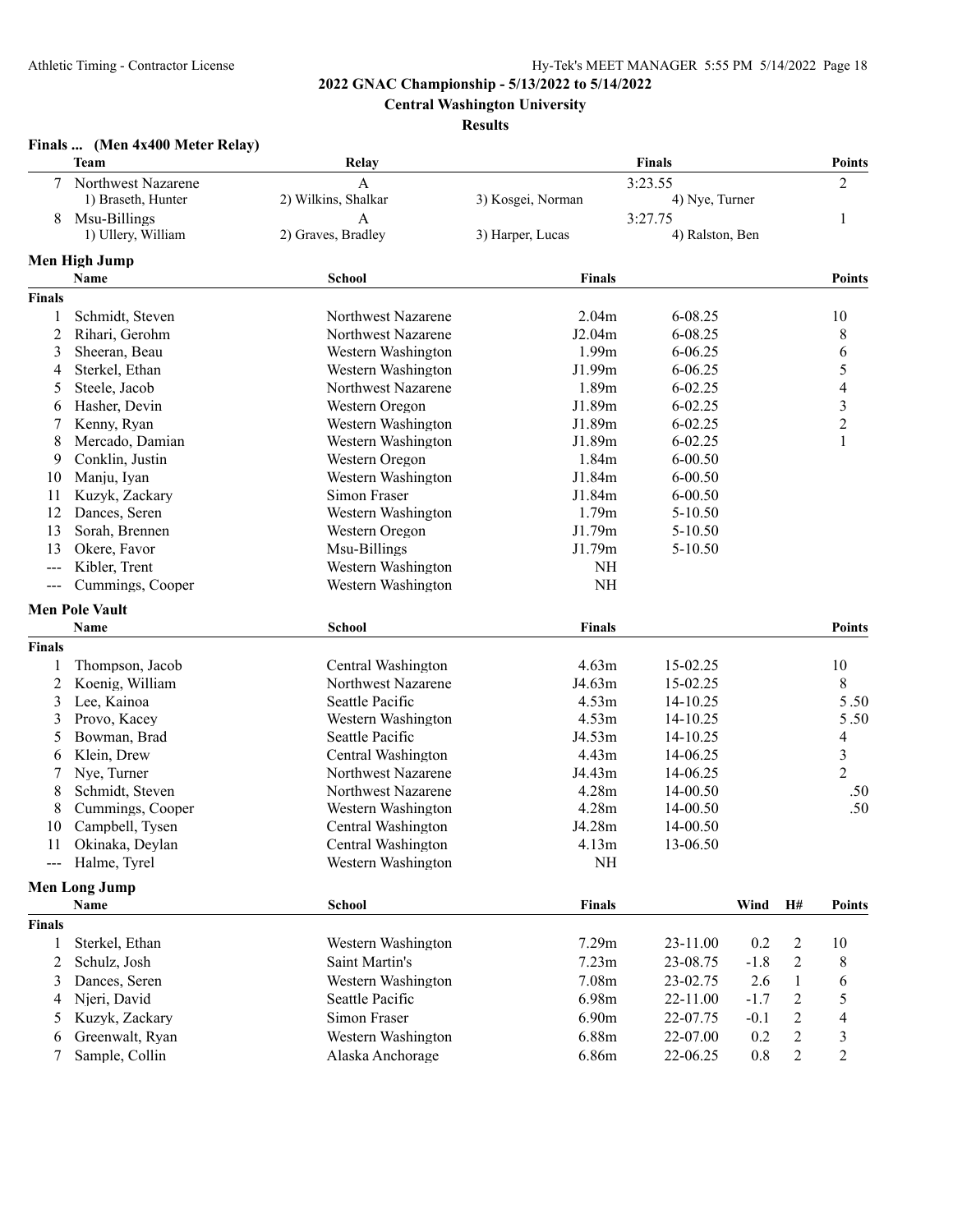**2022 GNAC Championship - 5/13/2022 to 5/14/2022**

**Central Washington University**

**Results**

### Finals ... (Men 4x400 Meter Relay)

| | Team | Relay | | Finals | Points |
|---|---|---|---|---|---|
| 7 | Northwest Nazarene | A | | 3:23.55 | 2 |
| | 1) Braseth, Hunter | 2) Wilkins, Shalkar | 3) Kosgei, Norman | 4) Nye, Turner | |
| 8 | Msu-Billings | A | | 3:27.75 | 1 |
| | 1) Ullery, William | 2) Graves, Bradley | 3) Harper, Lucas | 4) Ralston, Ben | |

### Men High Jump

| | Name | School | Finals | | Points |
|---|---|---|---|---|---|
| **Finals** | | | | | |
| 1 | Schmidt, Steven | Northwest Nazarene | 2.04m | 6-08.25 | 10 |
| 2 | Rihari, Gerohm | Northwest Nazarene | J2.04m | 6-08.25 | 8 |
| 3 | Sheeran, Beau | Western Washington | 1.99m | 6-06.25 | 6 |
| 4 | Sterkel, Ethan | Western Washington | J1.99m | 6-06.25 | 5 |
| 5 | Steele, Jacob | Northwest Nazarene | 1.89m | 6-02.25 | 4 |
| 6 | Hasher, Devin | Western Oregon | J1.89m | 6-02.25 | 3 |
| 7 | Kenny, Ryan | Western Washington | J1.89m | 6-02.25 | 2 |
| 8 | Mercado, Damian | Western Washington | J1.89m | 6-02.25 | 1 |
| 9 | Conklin, Justin | Western Oregon | 1.84m | 6-00.50 | |
| 10 | Manju, Iyan | Western Washington | J1.84m | 6-00.50 | |
| 11 | Kuzyk, Zackary | Simon Fraser | J1.84m | 6-00.50 | |
| 12 | Dances, Seren | Western Washington | 1.79m | 5-10.50 | |
| 13 | Sorah, Brennen | Western Oregon | J1.79m | 5-10.50 | |
| 13 | Okere, Favor | Msu-Billings | J1.79m | 5-10.50 | |
| --- | Kibler, Trent | Western Washington | NH | | |
| --- | Cummings, Cooper | Western Washington | NH | | |

### Men Pole Vault

| | Name | School | Finals | | Points |
|---|---|---|---|---|---|
| **Finals** | | | | | |
| 1 | Thompson, Jacob | Central Washington | 4.63m | 15-02.25 | 10 |
| 2 | Koenig, William | Northwest Nazarene | J4.63m | 15-02.25 | 8 |
| 3 | Lee, Kainoa | Seattle Pacific | 4.53m | 14-10.25 | 5.50 |
| 3 | Provo, Kacey | Western Washington | 4.53m | 14-10.25 | 5.50 |
| 5 | Bowman, Brad | Seattle Pacific | J4.53m | 14-10.25 | 4 |
| 6 | Klein, Drew | Central Washington | 4.43m | 14-06.25 | 3 |
| 7 | Nye, Turner | Northwest Nazarene | J4.43m | 14-06.25 | 2 |
| 8 | Schmidt, Steven | Northwest Nazarene | 4.28m | 14-00.50 | .50 |
| 8 | Cummings, Cooper | Western Washington | 4.28m | 14-00.50 | .50 |
| 10 | Campbell, Tysen | Central Washington | J4.28m | 14-00.50 | |
| 11 | Okinaka, Deylan | Central Washington | 4.13m | 13-06.50 | |
| --- | Halme, Tyrel | Western Washington | NH | | |

### Men Long Jump

| | Name | School | Finals | | Wind | H# | Points |
|---|---|---|---|---|---|---|---|
| **Finals** | | | | | | | |
| 1 | Sterkel, Ethan | Western Washington | 7.29m | 23-11.00 | 0.2 | 2 | 10 |
| 2 | Schulz, Josh | Saint Martin's | 7.23m | 23-08.75 | -1.8 | 2 | 8 |
| 3 | Dances, Seren | Western Washington | 7.08m | 23-02.75 | 2.6 | 1 | 6 |
| 4 | Njeri, David | Seattle Pacific | 6.98m | 22-11.00 | -1.7 | 2 | 5 |
| 5 | Kuzyk, Zackary | Simon Fraser | 6.90m | 22-07.75 | -0.1 | 2 | 4 |
| 6 | Greenwalt, Ryan | Western Washington | 6.88m | 22-07.00 | 0.2 | 2 | 3 |
| 7 | Sample, Collin | Alaska Anchorage | 6.86m | 22-06.25 | 0.8 | 2 | 2 |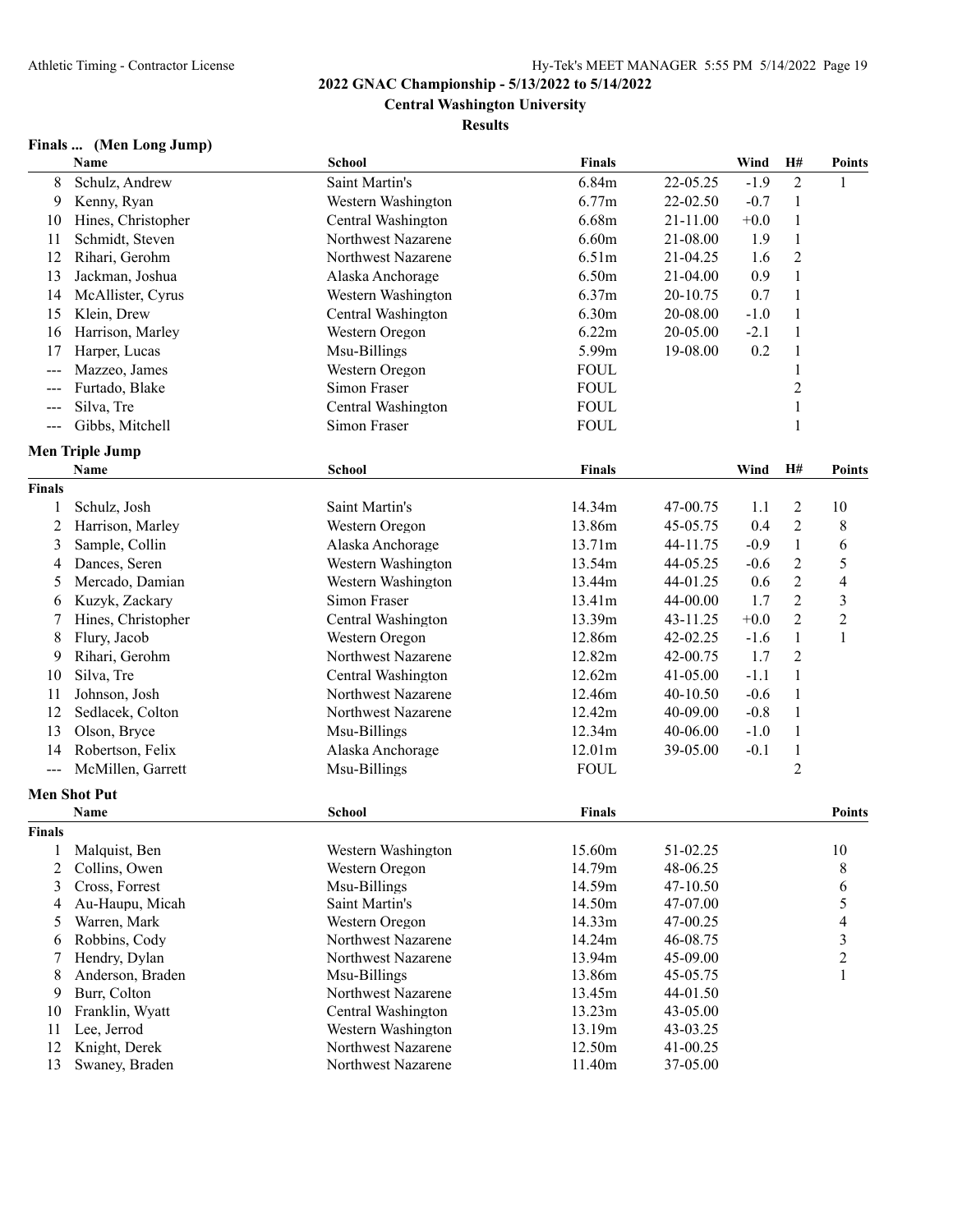## 2022 GNAC Championship - 5/13/2022 to 5/14/2022

### Central Washington University

### Results

#### Finals ... (Men Long Jump)

| | Name | School | Finals | | Wind | H# | Points |
|---|---|---|---|---|---|---|---|
| 8 | Schulz, Andrew | Saint Martin's | 6.84m | 22-05.25 | -1.9 | 2 | 1 |
| 9 | Kenny, Ryan | Western Washington | 6.77m | 22-02.50 | -0.7 | 1 | |
| 10 | Hines, Christopher | Central Washington | 6.68m | 21-11.00 | +0.0 | 1 | |
| 11 | Schmidt, Steven | Northwest Nazarene | 6.60m | 21-08.00 | 1.9 | 1 | |
| 12 | Rihari, Gerohm | Northwest Nazarene | 6.51m | 21-04.25 | 1.6 | 2 | |
| 13 | Jackman, Joshua | Alaska Anchorage | 6.50m | 21-04.00 | 0.9 | 1 | |
| 14 | McAllister, Cyrus | Western Washington | 6.37m | 20-10.75 | 0.7 | 1 | |
| 15 | Klein, Drew | Central Washington | 6.30m | 20-08.00 | -1.0 | 1 | |
| 16 | Harrison, Marley | Western Oregon | 6.22m | 20-05.00 | -2.1 | 1 | |
| 17 | Harper, Lucas | Msu-Billings | 5.99m | 19-08.00 | 0.2 | 1 | |
| --- | Mazzeo, James | Western Oregon | FOUL | | | 1 | |
| --- | Furtado, Blake | Simon Fraser | FOUL | | | 2 | |
| --- | Silva, Tre | Central Washington | FOUL | | | 1 | |
| --- | Gibbs, Mitchell | Simon Fraser | FOUL | | | 1 | |

#### Men Triple Jump

| | Name | School | Finals | | Wind | H# | Points |
|---|---|---|---|---|---|---|---|
| **Finals** | | | | | | | |
| 1 | Schulz, Josh | Saint Martin's | 14.34m | 47-00.75 | 1.1 | 2 | 10 |
| 2 | Harrison, Marley | Western Oregon | 13.86m | 45-05.75 | 0.4 | 2 | 8 |
| 3 | Sample, Collin | Alaska Anchorage | 13.71m | 44-11.75 | -0.9 | 1 | 6 |
| 4 | Dances, Seren | Western Washington | 13.54m | 44-05.25 | -0.6 | 2 | 5 |
| 5 | Mercado, Damian | Western Washington | 13.44m | 44-01.25 | 0.6 | 2 | 4 |
| 6 | Kuzyk, Zackary | Simon Fraser | 13.41m | 44-00.00 | 1.7 | 2 | 3 |
| 7 | Hines, Christopher | Central Washington | 13.39m | 43-11.25 | +0.0 | 2 | 2 |
| 8 | Flury, Jacob | Western Oregon | 12.86m | 42-02.25 | -1.6 | 1 | 1 |
| 9 | Rihari, Gerohm | Northwest Nazarene | 12.82m | 42-00.75 | 1.7 | 2 | |
| 10 | Silva, Tre | Central Washington | 12.62m | 41-05.00 | -1.1 | 1 | |
| 11 | Johnson, Josh | Northwest Nazarene | 12.46m | 40-10.50 | -0.6 | 1 | |
| 12 | Sedlacek, Colton | Northwest Nazarene | 12.42m | 40-09.00 | -0.8 | 1 | |
| 13 | Olson, Bryce | Msu-Billings | 12.34m | 40-06.00 | -1.0 | 1 | |
| 14 | Robertson, Felix | Alaska Anchorage | 12.01m | 39-05.00 | -0.1 | 1 | |
| --- | McMillen, Garrett | Msu-Billings | FOUL | | | 2 | |

#### Men Shot Put

| | Name | School | Finals | | Points |
|---|---|---|---|---|---|
| **Finals** | | | | | |
| 1 | Malquist, Ben | Western Washington | 15.60m | 51-02.25 | 10 |
| 2 | Collins, Owen | Western Oregon | 14.79m | 48-06.25 | 8 |
| 3 | Cross, Forrest | Msu-Billings | 14.59m | 47-10.50 | 6 |
| 4 | Au-Haupu, Micah | Saint Martin's | 14.50m | 47-07.00 | 5 |
| 5 | Warren, Mark | Western Oregon | 14.33m | 47-00.25 | 4 |
| 6 | Robbins, Cody | Northwest Nazarene | 14.24m | 46-08.75 | 3 |
| 7 | Hendry, Dylan | Northwest Nazarene | 13.94m | 45-09.00 | 2 |
| 8 | Anderson, Braden | Msu-Billings | 13.86m | 45-05.75 | 1 |
| 9 | Burr, Colton | Northwest Nazarene | 13.45m | 44-01.50 | |
| 10 | Franklin, Wyatt | Central Washington | 13.23m | 43-05.00 | |
| 11 | Lee, Jerrod | Western Washington | 13.19m | 43-03.25 | |
| 12 | Knight, Derek | Northwest Nazarene | 12.50m | 41-00.25 | |
| 13 | Swaney, Braden | Northwest Nazarene | 11.40m | 37-05.00 | |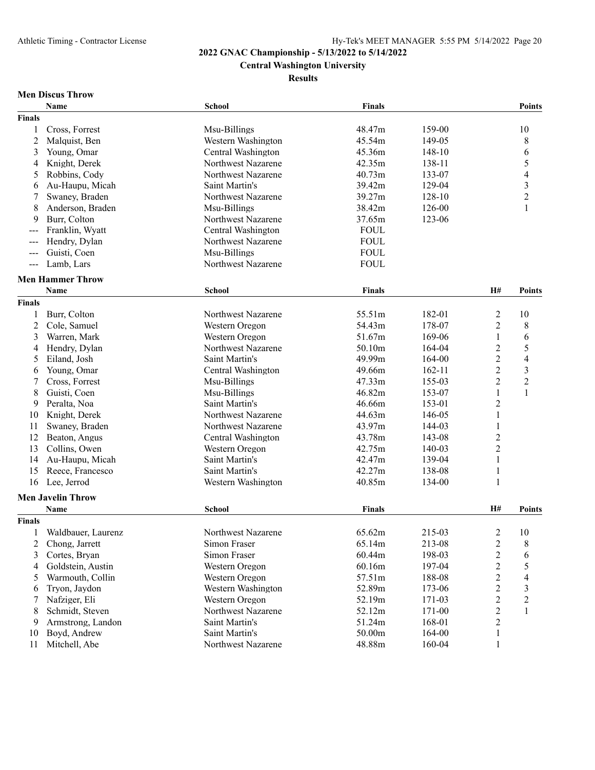2022 GNAC Championship - 5/13/2022 to 5/14/2022

Central Washington University

Results

### Men Discus Throw

| | Name | School | Finals | | Points |
|---|---|---|---|---|---|
| **Finals** | | | | | |
| 1 | Cross, Forrest | Msu-Billings | 48.47m | 159-00 | 10 |
| 2 | Malquist, Ben | Western Washington | 45.54m | 149-05 | 8 |
| 3 | Young, Omar | Central Washington | 45.36m | 148-10 | 6 |
| 4 | Knight, Derek | Northwest Nazarene | 42.35m | 138-11 | 5 |
| 5 | Robbins, Cody | Northwest Nazarene | 40.73m | 133-07 | 4 |
| 6 | Au-Haupu, Micah | Saint Martin's | 39.42m | 129-04 | 3 |
| 7 | Swaney, Braden | Northwest Nazarene | 39.27m | 128-10 | 2 |
| 8 | Anderson, Braden | Msu-Billings | 38.42m | 126-00 | 1 |
| 9 | Burr, Colton | Northwest Nazarene | 37.65m | 123-06 | |
| --- | Franklin, Wyatt | Central Washington | FOUL | | |
| --- | Hendry, Dylan | Northwest Nazarene | FOUL | | |
| --- | Guisti, Coen | Msu-Billings | FOUL | | |
| --- | Lamb, Lars | Northwest Nazarene | FOUL | | |

### Men Hammer Throw

| | Name | School | Finals | | H# | Points |
|---|---|---|---|---|---|---|
| **Finals** | | | | | | |
| 1 | Burr, Colton | Northwest Nazarene | 55.51m | 182-01 | 2 | 10 |
| 2 | Cole, Samuel | Western Oregon | 54.43m | 178-07 | 2 | 8 |
| 3 | Warren, Mark | Western Oregon | 51.67m | 169-06 | 1 | 6 |
| 4 | Hendry, Dylan | Northwest Nazarene | 50.10m | 164-04 | 2 | 5 |
| 5 | Eiland, Josh | Saint Martin's | 49.99m | 164-00 | 2 | 4 |
| 6 | Young, Omar | Central Washington | 49.66m | 162-11 | 2 | 3 |
| 7 | Cross, Forrest | Msu-Billings | 47.33m | 155-03 | 2 | 2 |
| 8 | Guisti, Coen | Msu-Billings | 46.82m | 153-07 | 1 | 1 |
| 9 | Peralta, Noa | Saint Martin's | 46.66m | 153-01 | 2 | |
| 10 | Knight, Derek | Northwest Nazarene | 44.63m | 146-05 | 1 | |
| 11 | Swaney, Braden | Northwest Nazarene | 43.97m | 144-03 | 1 | |
| 12 | Beaton, Angus | Central Washington | 43.78m | 143-08 | 2 | |
| 13 | Collins, Owen | Western Oregon | 42.75m | 140-03 | 2 | |
| 14 | Au-Haupu, Micah | Saint Martin's | 42.47m | 139-04 | 1 | |
| 15 | Reece, Francesco | Saint Martin's | 42.27m | 138-08 | 1 | |
| 16 | Lee, Jerrod | Western Washington | 40.85m | 134-00 | 1 | |

### Men Javelin Throw

| | Name | School | Finals | | H# | Points |
|---|---|---|---|---|---|---|
| **Finals** | | | | | | |
| 1 | Waldbauer, Laurenz | Northwest Nazarene | 65.62m | 215-03 | 2 | 10 |
| 2 | Chong, Jarrett | Simon Fraser | 65.14m | 213-08 | 2 | 8 |
| 3 | Cortes, Bryan | Simon Fraser | 60.44m | 198-03 | 2 | 6 |
| 4 | Goldstein, Austin | Western Oregon | 60.16m | 197-04 | 2 | 5 |
| 5 | Warmouth, Collin | Western Oregon | 57.51m | 188-08 | 2 | 4 |
| 6 | Tryon, Jaydon | Western Washington | 52.89m | 173-06 | 2 | 3 |
| 7 | Nafziger, Eli | Western Oregon | 52.19m | 171-03 | 2 | 2 |
| 8 | Schmidt, Steven | Northwest Nazarene | 52.12m | 171-00 | 2 | 1 |
| 9 | Armstrong, Landon | Saint Martin's | 51.24m | 168-01 | 2 | |
| 10 | Boyd, Andrew | Saint Martin's | 50.00m | 164-00 | 1 | |
| 11 | Mitchell, Abe | Northwest Nazarene | 48.88m | 160-04 | 1 | |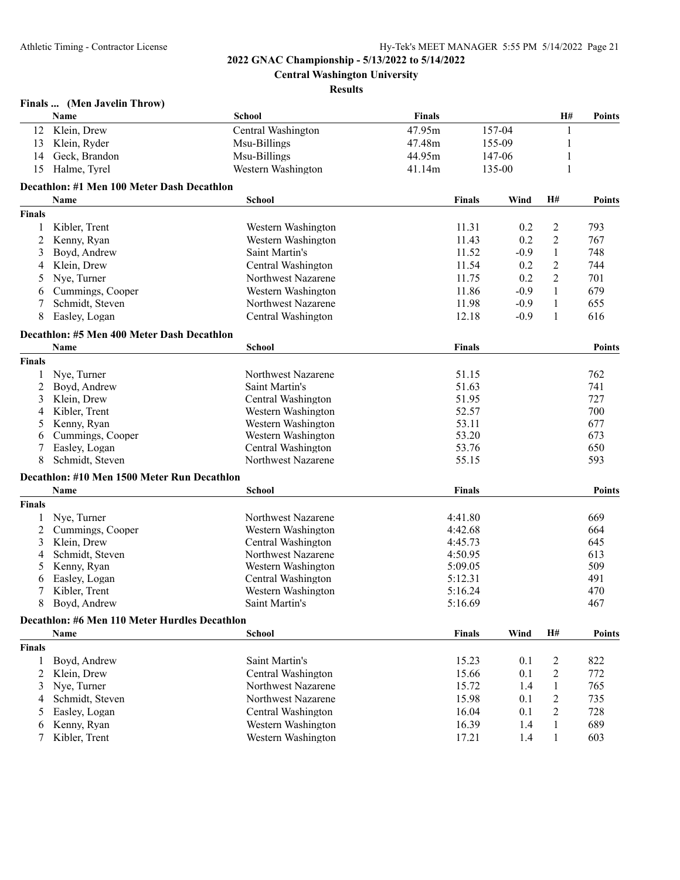**2022 GNAC Championship - 5/13/2022 to 5/14/2022**

**Central Washington University**

**Results**

### Finals ... (Men Javelin Throw)

| | Name | School | Finals | | H# | Points |
|---|---|---|---|---|---|---|
| 12 | Klein, Drew | Central Washington | 47.95m | 157-04 | 1 | |
| 13 | Klein, Ryder | Msu-Billings | 47.48m | 155-09 | 1 | |
| 14 | Geck, Brandon | Msu-Billings | 44.95m | 147-06 | 1 | |
| 15 | Halme, Tyrel | Western Washington | 41.14m | 135-00 | 1 | |

### Decathlon: #1 Men 100 Meter Dash Decathlon

| | Name | School | Finals | Wind | H# | Points |
|---|---|---|---|---|---|---|
| **Finals** | | | | | | |
| 1 | Kibler, Trent | Western Washington | 11.31 | 0.2 | 2 | 793 |
| 2 | Kenny, Ryan | Western Washington | 11.43 | 0.2 | 2 | 767 |
| 3 | Boyd, Andrew | Saint Martin's | 11.52 | -0.9 | 1 | 748 |
| 4 | Klein, Drew | Central Washington | 11.54 | 0.2 | 2 | 744 |
| 5 | Nye, Turner | Northwest Nazarene | 11.75 | 0.2 | 2 | 701 |
| 6 | Cummings, Cooper | Western Washington | 11.86 | -0.9 | 1 | 679 |
| 7 | Schmidt, Steven | Northwest Nazarene | 11.98 | -0.9 | 1 | 655 |
| 8 | Easley, Logan | Central Washington | 12.18 | -0.9 | 1 | 616 |

### Decathlon: #5 Men 400 Meter Dash Decathlon

| | Name | School | Finals | Points |
|---|---|---|---|---|
| **Finals** | | | | |
| 1 | Nye, Turner | Northwest Nazarene | 51.15 | 762 |
| 2 | Boyd, Andrew | Saint Martin's | 51.63 | 741 |
| 3 | Klein, Drew | Central Washington | 51.95 | 727 |
| 4 | Kibler, Trent | Western Washington | 52.57 | 700 |
| 5 | Kenny, Ryan | Western Washington | 53.11 | 677 |
| 6 | Cummings, Cooper | Western Washington | 53.20 | 673 |
| 7 | Easley, Logan | Central Washington | 53.76 | 650 |
| 8 | Schmidt, Steven | Northwest Nazarene | 55.15 | 593 |

### Decathlon: #10 Men 1500 Meter Run Decathlon

| | Name | School | Finals | Points |
|---|---|---|---|---|
| **Finals** | | | | |
| 1 | Nye, Turner | Northwest Nazarene | 4:41.80 | 669 |
| 2 | Cummings, Cooper | Western Washington | 4:42.68 | 664 |
| 3 | Klein, Drew | Central Washington | 4:45.73 | 645 |
| 4 | Schmidt, Steven | Northwest Nazarene | 4:50.95 | 613 |
| 5 | Kenny, Ryan | Western Washington | 5:09.05 | 509 |
| 6 | Easley, Logan | Central Washington | 5:12.31 | 491 |
| 7 | Kibler, Trent | Western Washington | 5:16.24 | 470 |
| 8 | Boyd, Andrew | Saint Martin's | 5:16.69 | 467 |

### Decathlon: #6 Men 110 Meter Hurdles Decathlon

| | Name | School | Finals | Wind | H# | Points |
|---|---|---|---|---|---|---|
| **Finals** | | | | | | |
| 1 | Boyd, Andrew | Saint Martin's | 15.23 | 0.1 | 2 | 822 |
| 2 | Klein, Drew | Central Washington | 15.66 | 0.1 | 2 | 772 |
| 3 | Nye, Turner | Northwest Nazarene | 15.72 | 1.4 | 1 | 765 |
| 4 | Schmidt, Steven | Northwest Nazarene | 15.98 | 0.1 | 2 | 735 |
| 5 | Easley, Logan | Central Washington | 16.04 | 0.1 | 2 | 728 |
| 6 | Kenny, Ryan | Western Washington | 16.39 | 1.4 | 1 | 689 |
| 7 | Kibler, Trent | Western Washington | 17.21 | 1.4 | 1 | 603 |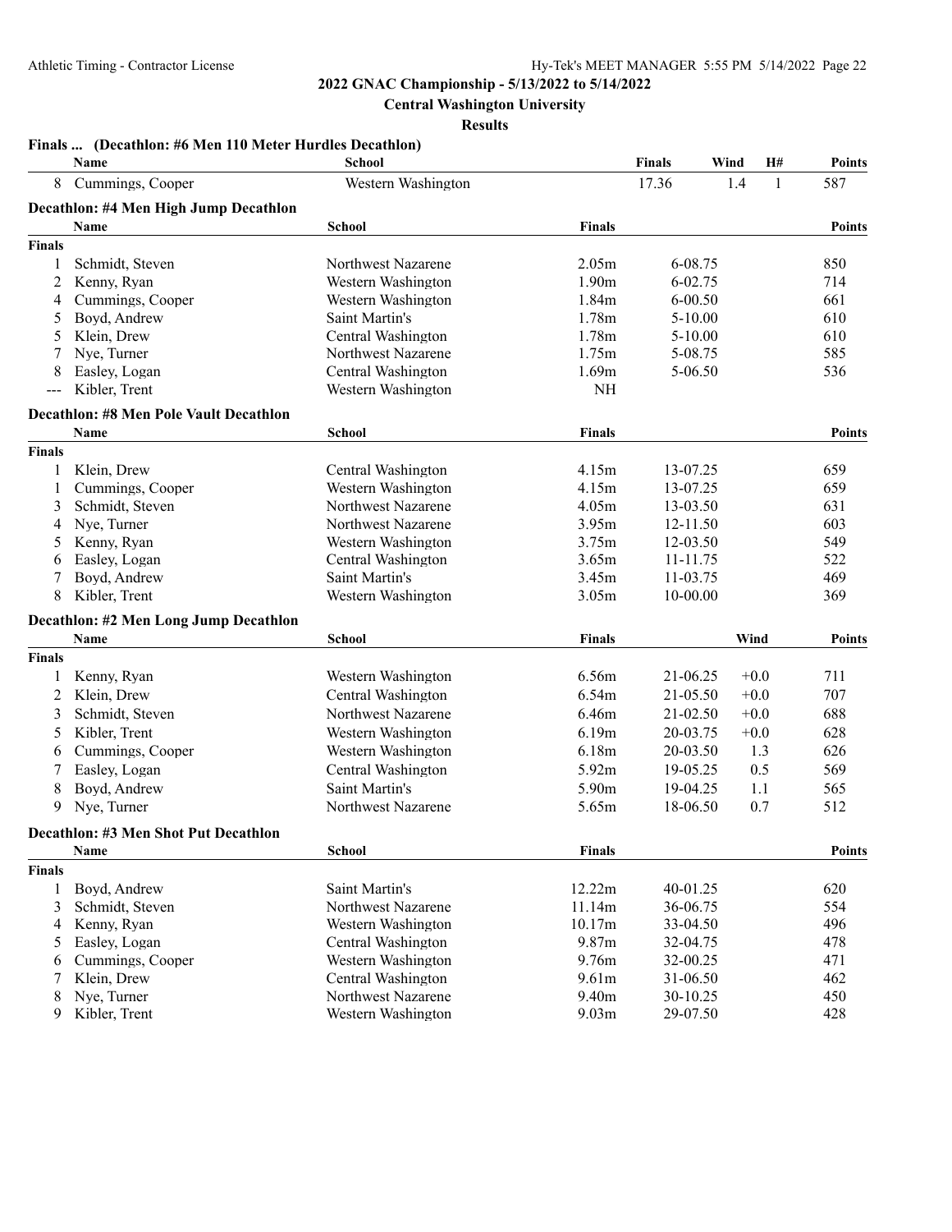**2022 GNAC Championship - 5/13/2022 to 5/14/2022**

**Central Washington University**

**Results**

### Finals ... (Decathlon: #6 Men 110 Meter Hurdles Decathlon)

| | Name | School | Finals | Wind | H# | Points |
|---|---|---|---|---|---|---|
| 8 | Cummings, Cooper | Western Washington | 17.36 | 1.4 | 1 | 587 |

### Decathlon: #4 Men High Jump Decathlon

| | Name | School | Finals | | Points |
|---|---|---|---|---|---|
| **Finals** | | | | | |
| 1 | Schmidt, Steven | Northwest Nazarene | 2.05m | 6-08.75 | 850 |
| 2 | Kenny, Ryan | Western Washington | 1.90m | 6-02.75 | 714 |
| 4 | Cummings, Cooper | Western Washington | 1.84m | 6-00.50 | 661 |
| 5 | Boyd, Andrew | Saint Martin's | 1.78m | 5-10.00 | 610 |
| 5 | Klein, Drew | Central Washington | 1.78m | 5-10.00 | 610 |
| 7 | Nye, Turner | Northwest Nazarene | 1.75m | 5-08.75 | 585 |
| 8 | Easley, Logan | Central Washington | 1.69m | 5-06.50 | 536 |
| --- | Kibler, Trent | Western Washington | NH | | |

### Decathlon: #8 Men Pole Vault Decathlon

| | Name | School | Finals | | Points |
|---|---|---|---|---|---|
| **Finals** | | | | | |
| 1 | Klein, Drew | Central Washington | 4.15m | 13-07.25 | 659 |
| 1 | Cummings, Cooper | Western Washington | 4.15m | 13-07.25 | 659 |
| 3 | Schmidt, Steven | Northwest Nazarene | 4.05m | 13-03.50 | 631 |
| 4 | Nye, Turner | Northwest Nazarene | 3.95m | 12-11.50 | 603 |
| 5 | Kenny, Ryan | Western Washington | 3.75m | 12-03.50 | 549 |
| 6 | Easley, Logan | Central Washington | 3.65m | 11-11.75 | 522 |
| 7 | Boyd, Andrew | Saint Martin's | 3.45m | 11-03.75 | 469 |
| 8 | Kibler, Trent | Western Washington | 3.05m | 10-00.00 | 369 |

### Decathlon: #2 Men Long Jump Decathlon

| | Name | School | Finals | | Wind | Points |
|---|---|---|---|---|---|---|
| **Finals** | | | | | | |
| 1 | Kenny, Ryan | Western Washington | 6.56m | 21-06.25 | +0.0 | 711 |
| 2 | Klein, Drew | Central Washington | 6.54m | 21-05.50 | +0.0 | 707 |
| 3 | Schmidt, Steven | Northwest Nazarene | 6.46m | 21-02.50 | +0.0 | 688 |
| 5 | Kibler, Trent | Western Washington | 6.19m | 20-03.75 | +0.0 | 628 |
| 6 | Cummings, Cooper | Western Washington | 6.18m | 20-03.50 | 1.3 | 626 |
| 7 | Easley, Logan | Central Washington | 5.92m | 19-05.25 | 0.5 | 569 |
| 8 | Boyd, Andrew | Saint Martin's | 5.90m | 19-04.25 | 1.1 | 565 |
| 9 | Nye, Turner | Northwest Nazarene | 5.65m | 18-06.50 | 0.7 | 512 |

### Decathlon: #3 Men Shot Put Decathlon

| | Name | School | Finals | | Points |
|---|---|---|---|---|---|
| **Finals** | | | | | |
| 1 | Boyd, Andrew | Saint Martin's | 12.22m | 40-01.25 | 620 |
| 3 | Schmidt, Steven | Northwest Nazarene | 11.14m | 36-06.75 | 554 |
| 4 | Kenny, Ryan | Western Washington | 10.17m | 33-04.50 | 496 |
| 5 | Easley, Logan | Central Washington | 9.87m | 32-04.75 | 478 |
| 6 | Cummings, Cooper | Western Washington | 9.76m | 32-00.25 | 471 |
| 7 | Klein, Drew | Central Washington | 9.61m | 31-06.50 | 462 |
| 8 | Nye, Turner | Northwest Nazarene | 9.40m | 30-10.25 | 450 |
| 9 | Kibler, Trent | Western Washington | 9.03m | 29-07.50 | 428 |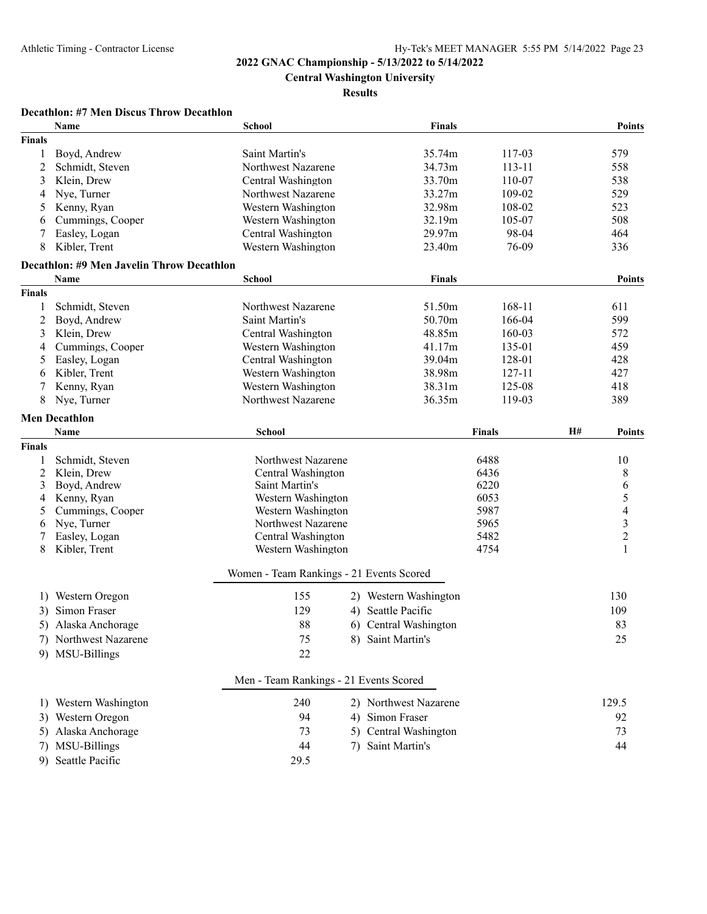## 2022 GNAC Championship - 5/13/2022 to 5/14/2022

**Central Washington University**

**Results**

### Decathlon: #7 Men Discus Throw Decathlon

| | Name | School | Finals | | Points |
|---|---|---|---|---|---|
| **Finals** | | | | | |
| 1 | Boyd, Andrew | Saint Martin's | 35.74m | 117-03 | 579 |
| 2 | Schmidt, Steven | Northwest Nazarene | 34.73m | 113-11 | 558 |
| 3 | Klein, Drew | Central Washington | 33.70m | 110-07 | 538 |
| 4 | Nye, Turner | Northwest Nazarene | 33.27m | 109-02 | 529 |
| 5 | Kenny, Ryan | Western Washington | 32.98m | 108-02 | 523 |
| 6 | Cummings, Cooper | Western Washington | 32.19m | 105-07 | 508 |
| 7 | Easley, Logan | Central Washington | 29.97m | 98-04 | 464 |
| 8 | Kibler, Trent | Western Washington | 23.40m | 76-09 | 336 |

### Decathlon: #9 Men Javelin Throw Decathlon

| | Name | School | Finals | | Points |
|---|---|---|---|---|---|
| **Finals** | | | | | |
| 1 | Schmidt, Steven | Northwest Nazarene | 51.50m | 168-11 | 611 |
| 2 | Boyd, Andrew | Saint Martin's | 50.70m | 166-04 | 599 |
| 3 | Klein, Drew | Central Washington | 48.85m | 160-03 | 572 |
| 4 | Cummings, Cooper | Western Washington | 41.17m | 135-01 | 459 |
| 5 | Easley, Logan | Central Washington | 39.04m | 128-01 | 428 |
| 6 | Kibler, Trent | Western Washington | 38.98m | 127-11 | 427 |
| 7 | Kenny, Ryan | Western Washington | 38.31m | 125-08 | 418 |
| 8 | Nye, Turner | Northwest Nazarene | 36.35m | 119-03 | 389 |

### Men Decathlon

| | Name | School | Finals | H# | Points |
|---|---|---|---|---|---|
| **Finals** | | | | | |
| 1 | Schmidt, Steven | Northwest Nazarene | 6488 | | 10 |
| 2 | Klein, Drew | Central Washington | 6436 | | 8 |
| 3 | Boyd, Andrew | Saint Martin's | 6220 | | 6 |
| 4 | Kenny, Ryan | Western Washington | 6053 | | 5 |
| 5 | Cummings, Cooper | Western Washington | 5987 | | 4 |
| 6 | Nye, Turner | Northwest Nazarene | 5965 | | 3 |
| 7 | Easley, Logan | Central Washington | 5482 | | 2 |
| 8 | Kibler, Trent | Western Washington | 4754 | | 1 |

### Women - Team Rankings - 21 Events Scored

| | | | |
|---|---|---|---|
| 1) Western Oregon | 155 | 2) Western Washington | 130 |
| 3) Simon Fraser | 129 | 4) Seattle Pacific | 109 |
| 5) Alaska Anchorage | 88 | 6) Central Washington | 83 |
| 7) Northwest Nazarene | 75 | 8) Saint Martin's | 25 |
| 9) MSU-Billings | 22 | | |

### Men - Team Rankings - 21 Events Scored

| | | | |
|---|---|---|---|
| 1) Western Washington | 240 | 2) Northwest Nazarene | 129.5 |
| 3) Western Oregon | 94 | 4) Simon Fraser | 92 |
| 5) Alaska Anchorage | 73 | 5) Central Washington | 73 |
| 7) MSU-Billings | 44 | 7) Saint Martin's | 44 |
| 9) Seattle Pacific | 29.5 | | |